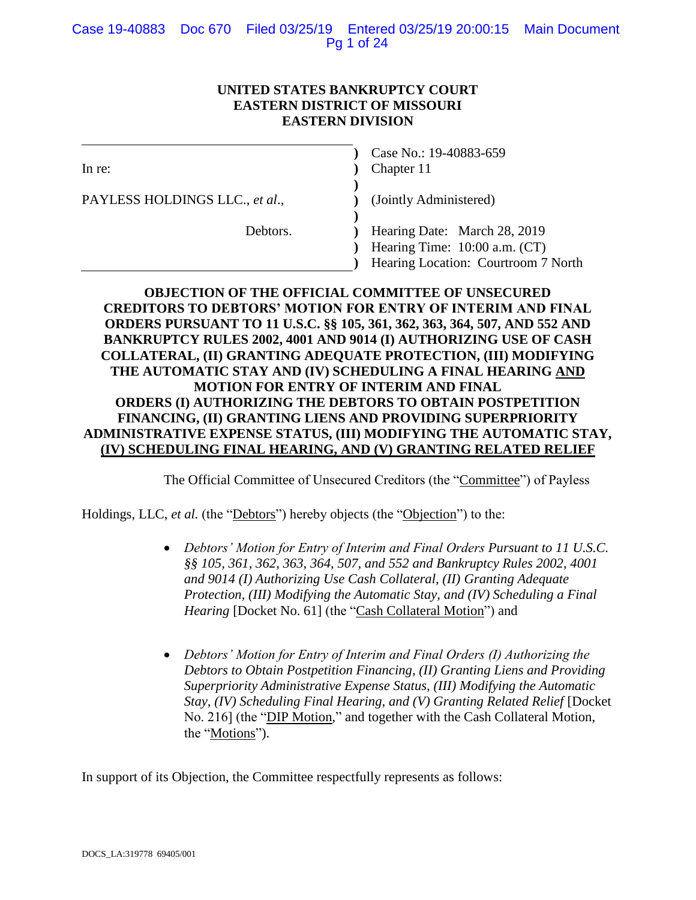**UNITED STATES BANKRUPTCY COURT**
**EASTERN DISTRICT OF MISSOURI**
**EASTERN DIVISION**

| | | |
|---|---|---|
| In re: | ) | Case No.: 19-40883-659 |
| | ) | Chapter 11 |
| PAYLESS HOLDINGS LLC., *et al.*, | ) | (Jointly Administered) |
| | ) | |
| Debtors. | ) | Hearing Date: March 28, 2019 |
| | ) | Hearing Time: 10:00 a.m. (CT) |
| | ) | Hearing Location: Courtroom 7 North |

**OBJECTION OF THE OFFICIAL COMMITTEE OF UNSECURED CREDITORS TO DEBTORS' MOTION FOR ENTRY OF INTERIM AND FINAL ORDERS PURSUANT TO 11 U.S.C. §§ 105, 361, 362, 363, 364, 507, AND 552 AND BANKRUPTCY RULES 2002, 4001 AND 9014 (I) AUTHORIZING USE OF CASH COLLATERAL, (II) GRANTING ADEQUATE PROTECTION, (III) MODIFYING THE AUTOMATIC STAY AND (IV) SCHEDULING A FINAL HEARING AND MOTION FOR ENTRY OF INTERIM AND FINAL ORDERS (I) AUTHORIZING THE DEBTORS TO OBTAIN POSTPETITION FINANCING, (II) GRANTING LIENS AND PROVIDING SUPERPRIORITY ADMINISTRATIVE EXPENSE STATUS, (III) MODIFYING THE AUTOMATIC STAY, (IV) SCHEDULING FINAL HEARING, AND (V) GRANTING RELATED RELIEF**

The Official Committee of Unsecured Creditors (the "Committee") of Payless Holdings, LLC, *et al.* (the "Debtors") hereby objects (the "Objection") to the:

- *Debtors' Motion for Entry of Interim and Final Orders Pursuant to 11 U.S.C. §§ 105, 361, 362, 363, 364, 507, and 552 and Bankruptcy Rules 2002, 4001 and 9014 (I) Authorizing Use Cash Collateral, (II) Granting Adequate Protection, (III) Modifying the Automatic Stay, and (IV) Scheduling a Final Hearing* [Docket No. 61] (the "Cash Collateral Motion") and

- *Debtors' Motion for Entry of Interim and Final Orders (I) Authorizing the Debtors to Obtain Postpetition Financing, (II) Granting Liens and Providing Superpriority Administrative Expense Status, (III) Modifying the Automatic Stay, (IV) Scheduling Final Hearing, and (V) Granting Related Relief* [Docket No. 216] (the "DIP Motion," and together with the Cash Collateral Motion, the "Motions").

In support of its Objection, the Committee respectfully represents as follows:

DOCS_LA:319778 69405/001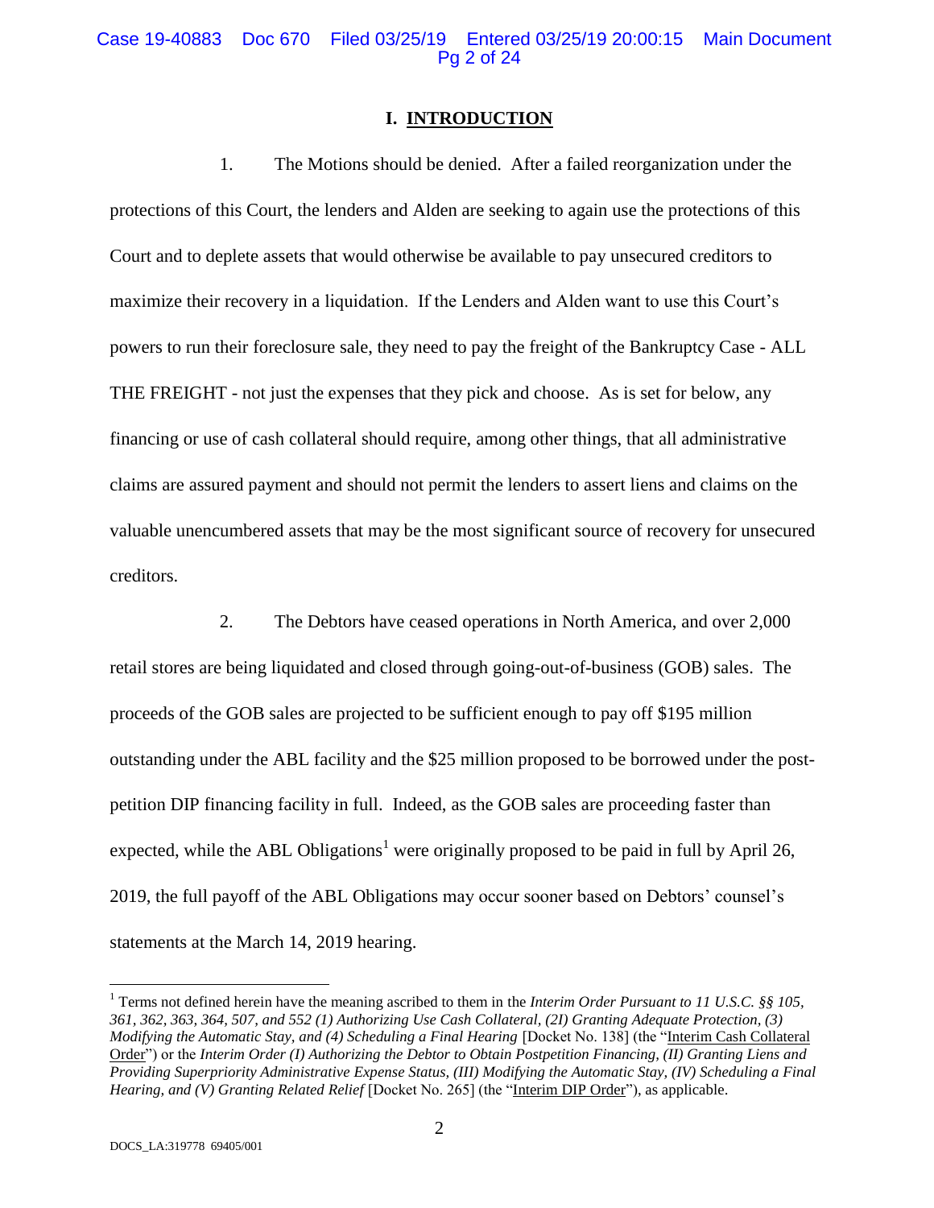# I. INTRODUCTION

1. The Motions should be denied. After a failed reorganization under the protections of this Court, the lenders and Alden are seeking to again use the protections of this Court and to deplete assets that would otherwise be available to pay unsecured creditors to maximize their recovery in a liquidation. If the Lenders and Alden want to use this Court's powers to run their foreclosure sale, they need to pay the freight of the Bankruptcy Case - ALL THE FREIGHT - not just the expenses that they pick and choose. As is set for below, any financing or use of cash collateral should require, among other things, that all administrative claims are assured payment and should not permit the lenders to assert liens and claims on the valuable unencumbered assets that may be the most significant source of recovery for unsecured creditors.

2. The Debtors have ceased operations in North America, and over 2,000 retail stores are being liquidated and closed through going-out-of-business (GOB) sales. The proceeds of the GOB sales are projected to be sufficient enough to pay off \$195 million outstanding under the ABL facility and the \$25 million proposed to be borrowed under the post-petition DIP financing facility in full. Indeed, as the GOB sales are proceeding faster than expected, while the ABL Obligations[1] were originally proposed to be paid in full by April 26, 2019, the full payoff of the ABL Obligations may occur sooner based on Debtors' counsel's statements at the March 14, 2019 hearing.

[1] Terms not defined herein have the meaning ascribed to them in the *Interim Order Pursuant to 11 U.S.C. §§ 105, 361, 362, 363, 364, 507, and 552 (1) Authorizing Use Cash Collateral, (2I) Granting Adequate Protection, (3) Modifying the Automatic Stay, and (4) Scheduling a Final Hearing* [Docket No. 138] (the "Interim Cash Collateral Order") or the *Interim Order (I) Authorizing the Debtor to Obtain Postpetition Financing, (II) Granting Liens and Providing Superpriority Administrative Expense Status, (III) Modifying the Automatic Stay, (IV) Scheduling a Final Hearing, and (V) Granting Related Relief* [Docket No. 265] (the "Interim DIP Order"), as applicable.

DOCS_LA:319778 69405/001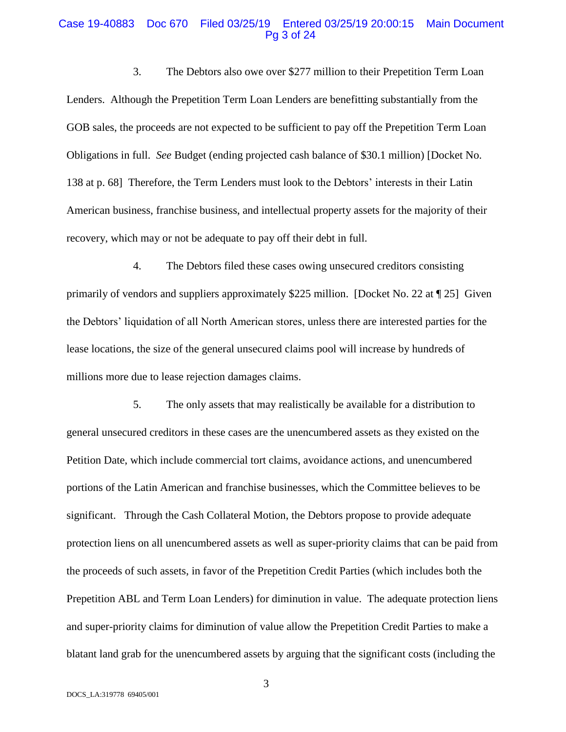3. The Debtors also owe over $277 million to their Prepetition Term Loan Lenders. Although the Prepetition Term Loan Lenders are benefitting substantially from the GOB sales, the proceeds are not expected to be sufficient to pay off the Prepetition Term Loan Obligations in full. *See* Budget (ending projected cash balance of $30.1 million) [Docket No. 138 at p. 68] Therefore, the Term Lenders must look to the Debtors' interests in their Latin American business, franchise business, and intellectual property assets for the majority of their recovery, which may or not be adequate to pay off their debt in full.

4. The Debtors filed these cases owing unsecured creditors consisting primarily of vendors and suppliers approximately $225 million. [Docket No. 22 at ¶ 25] Given the Debtors' liquidation of all North American stores, unless there are interested parties for the lease locations, the size of the general unsecured claims pool will increase by hundreds of millions more due to lease rejection damages claims.

5. The only assets that may realistically be available for a distribution to general unsecured creditors in these cases are the unencumbered assets as they existed on the Petition Date, which include commercial tort claims, avoidance actions, and unencumbered portions of the Latin American and franchise businesses, which the Committee believes to be significant. Through the Cash Collateral Motion, the Debtors propose to provide adequate protection liens on all unencumbered assets as well as super-priority claims that can be paid from the proceeds of such assets, in favor of the Prepetition Credit Parties (which includes both the Prepetition ABL and Term Loan Lenders) for diminution in value. The adequate protection liens and super-priority claims for diminution of value allow the Prepetition Credit Parties to make a blatant land grab for the unencumbered assets by arguing that the significant costs (including the

DOCS_LA:319778 69405/001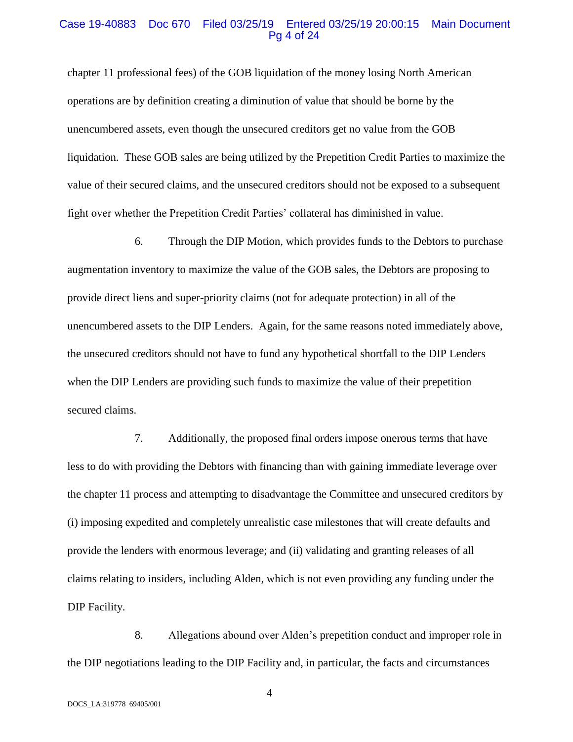chapter 11 professional fees) of the GOB liquidation of the money losing North American operations are by definition creating a diminution of value that should be borne by the unencumbered assets, even though the unsecured creditors get no value from the GOB liquidation. These GOB sales are being utilized by the Prepetition Credit Parties to maximize the value of their secured claims, and the unsecured creditors should not be exposed to a subsequent fight over whether the Prepetition Credit Parties' collateral has diminished in value.

6. Through the DIP Motion, which provides funds to the Debtors to purchase augmentation inventory to maximize the value of the GOB sales, the Debtors are proposing to provide direct liens and super-priority claims (not for adequate protection) in all of the unencumbered assets to the DIP Lenders. Again, for the same reasons noted immediately above, the unsecured creditors should not have to fund any hypothetical shortfall to the DIP Lenders when the DIP Lenders are providing such funds to maximize the value of their prepetition secured claims.

7. Additionally, the proposed final orders impose onerous terms that have less to do with providing the Debtors with financing than with gaining immediate leverage over the chapter 11 process and attempting to disadvantage the Committee and unsecured creditors by (i) imposing expedited and completely unrealistic case milestones that will create defaults and provide the lenders with enormous leverage; and (ii) validating and granting releases of all claims relating to insiders, including Alden, which is not even providing any funding under the DIP Facility.

8. Allegations abound over Alden's prepetition conduct and improper role in the DIP negotiations leading to the DIP Facility and, in particular, the facts and circumstances

DOCS_LA:319778 69405/001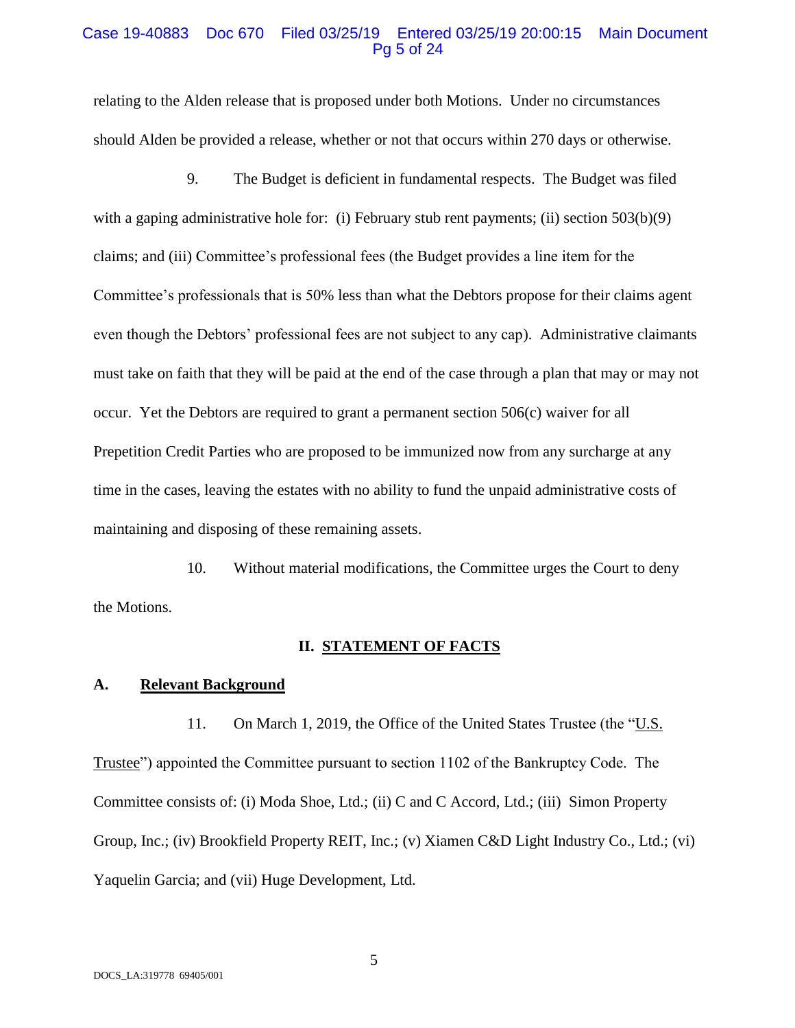relating to the Alden release that is proposed under both Motions. Under no circumstances should Alden be provided a release, whether or not that occurs within 270 days or otherwise.

9. The Budget is deficient in fundamental respects. The Budget was filed with a gaping administrative hole for: (i) February stub rent payments; (ii) section 503(b)(9) claims; and (iii) Committee's professional fees (the Budget provides a line item for the Committee's professionals that is 50% less than what the Debtors propose for their claims agent even though the Debtors' professional fees are not subject to any cap). Administrative claimants must take on faith that they will be paid at the end of the case through a plan that may or may not occur. Yet the Debtors are required to grant a permanent section 506(c) waiver for all Prepetition Credit Parties who are proposed to be immunized now from any surcharge at any time in the cases, leaving the estates with no ability to fund the unpaid administrative costs of maintaining and disposing of these remaining assets.

10. Without material modifications, the Committee urges the Court to deny the Motions.

## II. STATEMENT OF FACTS

### A. Relevant Background

11. On March 1, 2019, the Office of the United States Trustee (the "U.S. Trustee") appointed the Committee pursuant to section 1102 of the Bankruptcy Code. The Committee consists of: (i) Moda Shoe, Ltd.; (ii) C and C Accord, Ltd.; (iii) Simon Property Group, Inc.; (iv) Brookfield Property REIT, Inc.; (v) Xiamen C&D Light Industry Co., Ltd.; (vi) Yaquelin Garcia; and (vii) Huge Development, Ltd.

DOCS_LA:319778 69405/001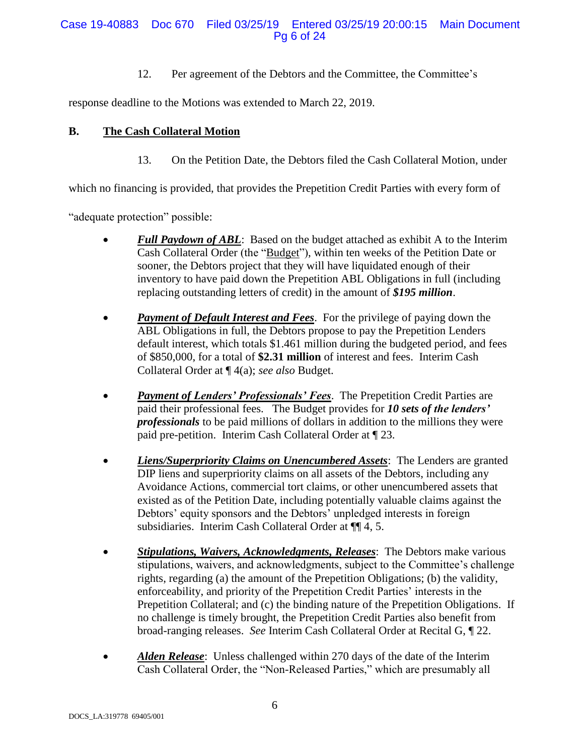12. Per agreement of the Debtors and the Committee, the Committee's response deadline to the Motions was extended to March 22, 2019.

## B. The Cash Collateral Motion

13. On the Petition Date, the Debtors filed the Cash Collateral Motion, under which no financing is provided, that provides the Prepetition Credit Parties with every form of "adequate protection" possible:

- ***Full Paydown of ABL***: Based on the budget attached as exhibit A to the Interim Cash Collateral Order (the "Budget"), within ten weeks of the Petition Date or sooner, the Debtors project that they will have liquidated enough of their inventory to have paid down the Prepetition ABL Obligations in full (including replacing outstanding letters of credit) in the amount of ***$195 million***.

- ***Payment of Default Interest and Fees***. For the privilege of paying down the ABL Obligations in full, the Debtors propose to pay the Prepetition Lenders default interest, which totals $1.461 million during the budgeted period, and fees of $850,000, for a total of **$2.31 million** of interest and fees. Interim Cash Collateral Order at ¶ 4(a); *see also* Budget.

- ***Payment of Lenders' Professionals' Fees***. The Prepetition Credit Parties are paid their professional fees. The Budget provides for ***10 sets of the lenders' professionals*** to be paid millions of dollars in addition to the millions they were paid pre-petition. Interim Cash Collateral Order at ¶ 23.

- ***Liens/Superpriority Claims on Unencumbered Assets***: The Lenders are granted DIP liens and superpriority claims on all assets of the Debtors, including any Avoidance Actions, commercial tort claims, or other unencumbered assets that existed as of the Petition Date, including potentially valuable claims against the Debtors' equity sponsors and the Debtors' unpledged interests in foreign subsidiaries. Interim Cash Collateral Order at ¶¶ 4, 5.

- ***Stipulations, Waivers, Acknowledgments, Releases***: The Debtors make various stipulations, waivers, and acknowledgments, subject to the Committee's challenge rights, regarding (a) the amount of the Prepetition Obligations; (b) the validity, enforceability, and priority of the Prepetition Credit Parties' interests in the Prepetition Collateral; and (c) the binding nature of the Prepetition Obligations. If no challenge is timely brought, the Prepetition Credit Parties also benefit from broad-ranging releases. *See* Interim Cash Collateral Order at Recital G, ¶ 22.

- ***Alden Release***: Unless challenged within 270 days of the date of the Interim Cash Collateral Order, the "Non-Released Parties," which are presumably all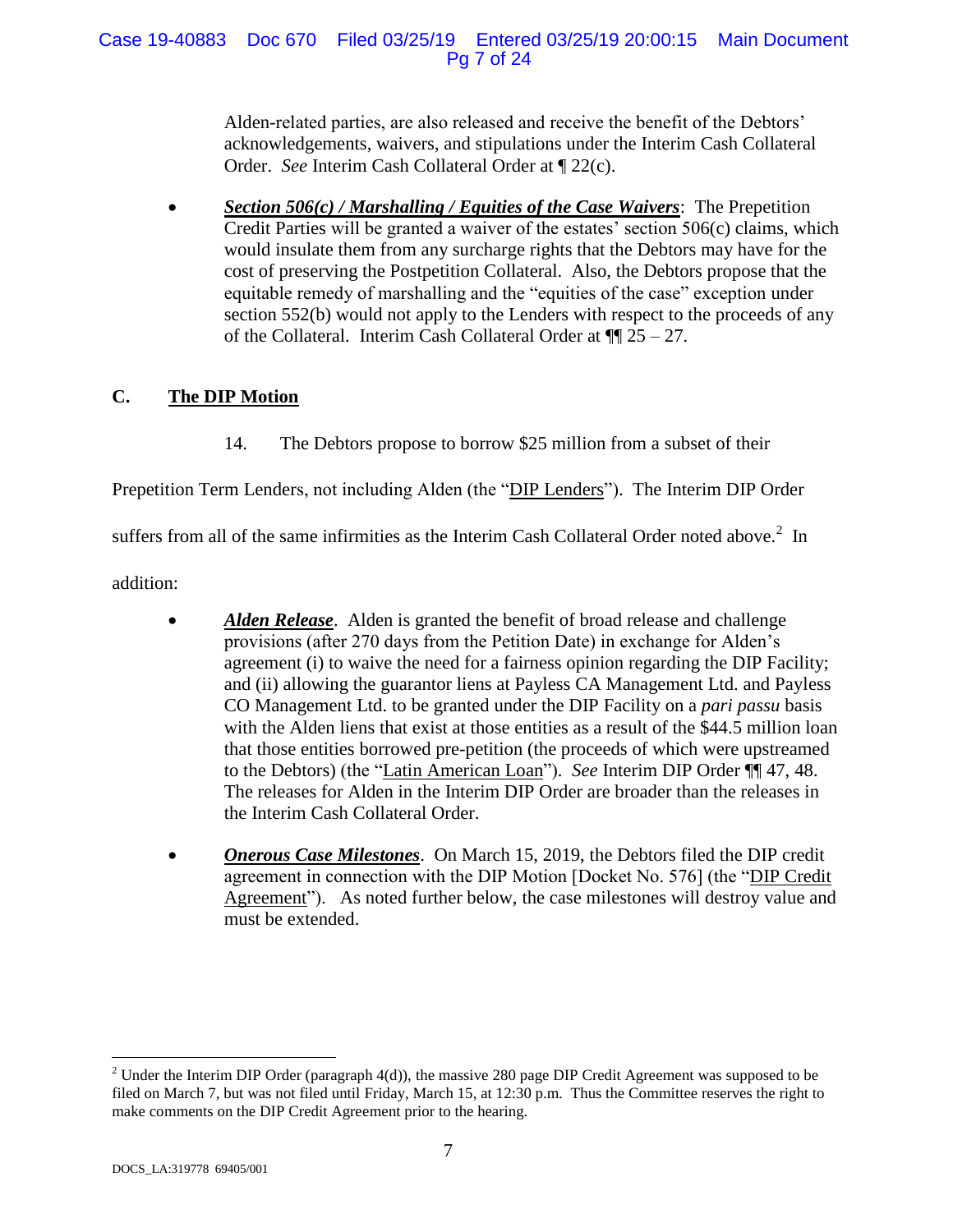Alden-related parties, are also released and receive the benefit of the Debtors' acknowledgements, waivers, and stipulations under the Interim Cash Collateral Order. *See* Interim Cash Collateral Order at ¶ 22(c).

- ***Section 506(c) / Marshalling / Equities of the Case Waivers***: The Prepetition Credit Parties will be granted a waiver of the estates' section 506(c) claims, which would insulate them from any surcharge rights that the Debtors may have for the cost of preserving the Postpetition Collateral. Also, the Debtors propose that the equitable remedy of marshalling and the "equities of the case" exception under section 552(b) would not apply to the Lenders with respect to the proceeds of any of the Collateral. Interim Cash Collateral Order at ¶¶ 25 – 27.

## C. The DIP Motion

14. The Debtors propose to borrow $25 million from a subset of their Prepetition Term Lenders, not including Alden (the "DIP Lenders"). The Interim DIP Order suffers from all of the same infirmities as the Interim Cash Collateral Order noted above.[2] In addition:

- ***Alden Release***. Alden is granted the benefit of broad release and challenge provisions (after 270 days from the Petition Date) in exchange for Alden's agreement (i) to waive the need for a fairness opinion regarding the DIP Facility; and (ii) allowing the guarantor liens at Payless CA Management Ltd. and Payless CO Management Ltd. to be granted under the DIP Facility on a *pari passu* basis with the Alden liens that exist at those entities as a result of the $44.5 million loan that those entities borrowed pre-petition (the proceeds of which were upstreamed to the Debtors) (the "Latin American Loan"). *See* Interim DIP Order ¶¶ 47, 48. The releases for Alden in the Interim DIP Order are broader than the releases in the Interim Cash Collateral Order.

- ***Onerous Case Milestones***. On March 15, 2019, the Debtors filed the DIP credit agreement in connection with the DIP Motion [Docket No. 576] (the "DIP Credit Agreement"). As noted further below, the case milestones will destroy value and must be extended.

[2] Under the Interim DIP Order (paragraph 4(d)), the massive 280 page DIP Credit Agreement was supposed to be filed on March 7, but was not filed until Friday, March 15, at 12:30 p.m. Thus the Committee reserves the right to make comments on the DIP Credit Agreement prior to the hearing.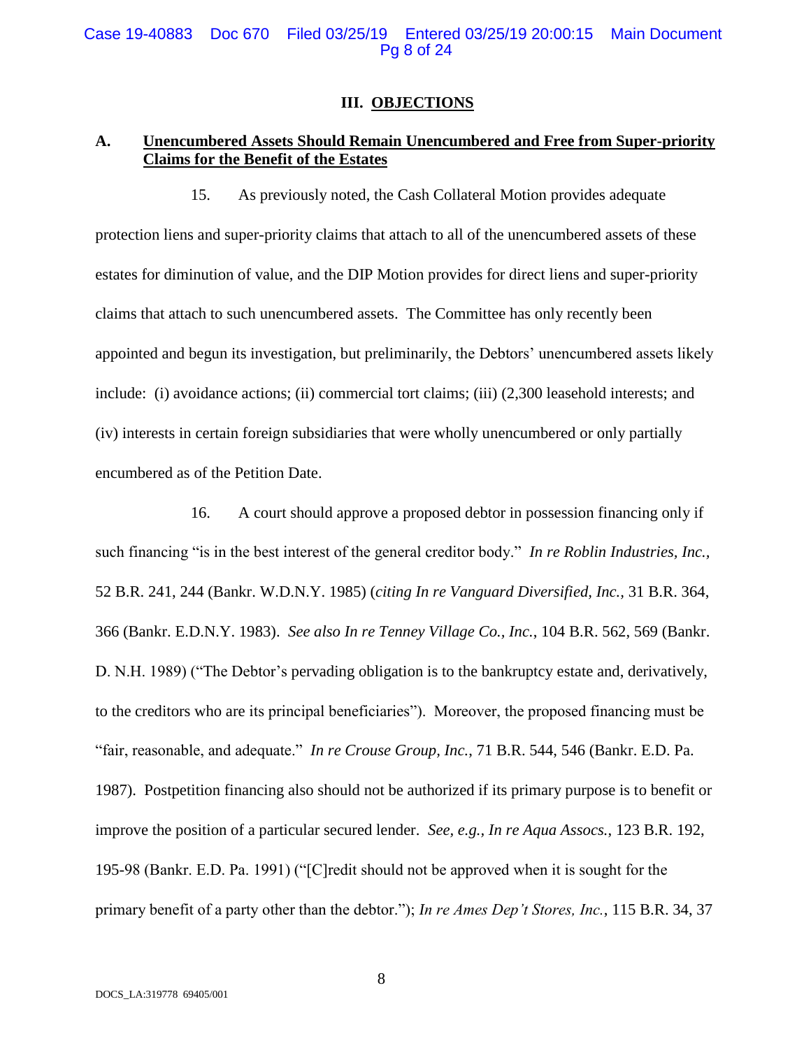## III. OBJECTIONS

### A. Unencumbered Assets Should Remain Unencumbered and Free from Super-priority Claims for the Benefit of the Estates

15. As previously noted, the Cash Collateral Motion provides adequate protection liens and super-priority claims that attach to all of the unencumbered assets of these estates for diminution of value, and the DIP Motion provides for direct liens and super-priority claims that attach to such unencumbered assets. The Committee has only recently been appointed and begun its investigation, but preliminarily, the Debtors' unencumbered assets likely include: (i) avoidance actions; (ii) commercial tort claims; (iii) (2,300 leasehold interests; and (iv) interests in certain foreign subsidiaries that were wholly unencumbered or only partially encumbered as of the Petition Date.

16. A court should approve a proposed debtor in possession financing only if such financing "is in the best interest of the general creditor body." *In re Roblin Industries, Inc.*, 52 B.R. 241, 244 (Bankr. W.D.N.Y. 1985) (*citing In re Vanguard Diversified, Inc.,* 31 B.R. 364, 366 (Bankr. E.D.N.Y. 1983). *See also In re Tenney Village Co., Inc.*, 104 B.R. 562, 569 (Bankr. D. N.H. 1989) ("The Debtor's pervading obligation is to the bankruptcy estate and, derivatively, to the creditors who are its principal beneficiaries"). Moreover, the proposed financing must be "fair, reasonable, and adequate." *In re Crouse Group, Inc.*, 71 B.R. 544, 546 (Bankr. E.D. Pa. 1987). Postpetition financing also should not be authorized if its primary purpose is to benefit or improve the position of a particular secured lender. *See, e.g., In re Aqua Assocs.*, 123 B.R. 192, 195-98 (Bankr. E.D. Pa. 1991) ("[C]redit should not be approved when it is sought for the primary benefit of a party other than the debtor."); *In re Ames Dep't Stores, Inc.*, 115 B.R. 34, 37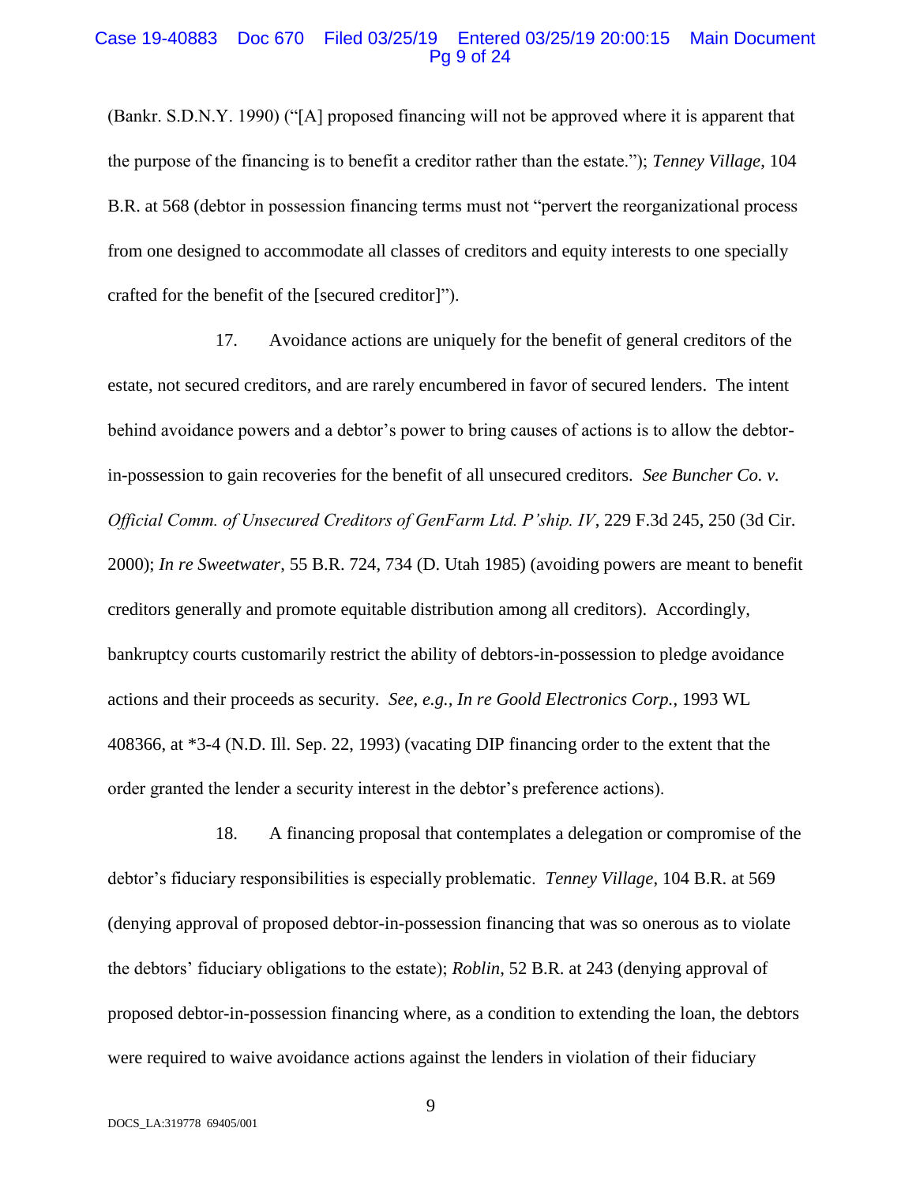(Bankr. S.D.N.Y. 1990) ("[A] proposed financing will not be approved where it is apparent that the purpose of the financing is to benefit a creditor rather than the estate."); *Tenney Village*, 104 B.R. at 568 (debtor in possession financing terms must not "pervert the reorganizational process from one designed to accommodate all classes of creditors and equity interests to one specially crafted for the benefit of the [secured creditor]").

17. Avoidance actions are uniquely for the benefit of general creditors of the estate, not secured creditors, and are rarely encumbered in favor of secured lenders. The intent behind avoidance powers and a debtor's power to bring causes of actions is to allow the debtor-in-possession to gain recoveries for the benefit of all unsecured creditors. *See Buncher Co. v. Official Comm. of Unsecured Creditors of GenFarm Ltd. P'ship. IV*, 229 F.3d 245, 250 (3d Cir. 2000); *In re Sweetwater*, 55 B.R. 724, 734 (D. Utah 1985) (avoiding powers are meant to benefit creditors generally and promote equitable distribution among all creditors). Accordingly, bankruptcy courts customarily restrict the ability of debtors-in-possession to pledge avoidance actions and their proceeds as security. *See, e.g., In re Goold Electronics Corp.*, 1993 WL 408366, at *3-4 (N.D. Ill. Sep. 22, 1993) (vacating DIP financing order to the extent that the order granted the lender a security interest in the debtor's preference actions).

18. A financing proposal that contemplates a delegation or compromise of the debtor's fiduciary responsibilities is especially problematic. *Tenney Village*, 104 B.R. at 569 (denying approval of proposed debtor-in-possession financing that was so onerous as to violate the debtors' fiduciary obligations to the estate); *Roblin*, 52 B.R. at 243 (denying approval of proposed debtor-in-possession financing where, as a condition to extending the loan, the debtors were required to waive avoidance actions against the lenders in violation of their fiduciary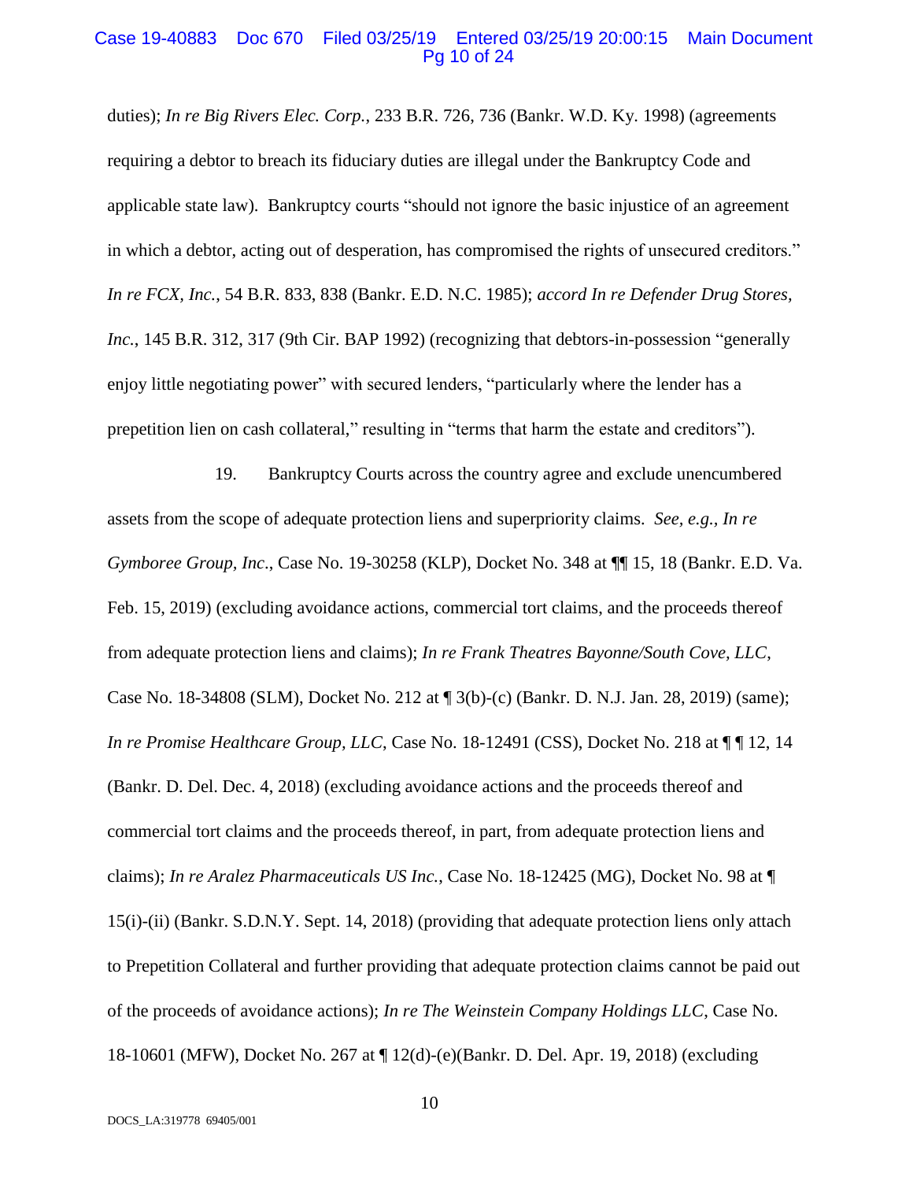duties); *In re Big Rivers Elec. Corp.*, 233 B.R. 726, 736 (Bankr. W.D. Ky. 1998) (agreements requiring a debtor to breach its fiduciary duties are illegal under the Bankruptcy Code and applicable state law). Bankruptcy courts "should not ignore the basic injustice of an agreement in which a debtor, acting out of desperation, has compromised the rights of unsecured creditors." *In re FCX, Inc.*, 54 B.R. 833, 838 (Bankr. E.D. N.C. 1985); *accord In re Defender Drug Stores, Inc.*, 145 B.R. 312, 317 (9th Cir. BAP 1992) (recognizing that debtors-in-possession "generally enjoy little negotiating power" with secured lenders, "particularly where the lender has a prepetition lien on cash collateral," resulting in "terms that harm the estate and creditors").

19. Bankruptcy Courts across the country agree and exclude unencumbered assets from the scope of adequate protection liens and superpriority claims. *See, e.g., In re Gymboree Group, Inc*., Case No. 19-30258 (KLP), Docket No. 348 at ¶¶ 15, 18 (Bankr. E.D. Va. Feb. 15, 2019) (excluding avoidance actions, commercial tort claims, and the proceeds thereof from adequate protection liens and claims); *In re Frank Theatres Bayonne/South Cove, LLC*, Case No. 18-34808 (SLM), Docket No. 212 at ¶ 3(b)-(c) (Bankr. D. N.J. Jan. 28, 2019) (same); *In re Promise Healthcare Group, LLC*, Case No. 18-12491 (CSS), Docket No. 218 at ¶ ¶ 12, 14 (Bankr. D. Del. Dec. 4, 2018) (excluding avoidance actions and the proceeds thereof and commercial tort claims and the proceeds thereof, in part, from adequate protection liens and claims); *In re Aralez Pharmaceuticals US Inc.*, Case No. 18-12425 (MG), Docket No. 98 at ¶ 15(i)-(ii) (Bankr. S.D.N.Y. Sept. 14, 2018) (providing that adequate protection liens only attach to Prepetition Collateral and further providing that adequate protection claims cannot be paid out of the proceeds of avoidance actions); *In re The Weinstein Company Holdings LLC*, Case No. 18-10601 (MFW), Docket No. 267 at ¶ 12(d)-(e)(Bankr. D. Del. Apr. 19, 2018) (excluding

DOCS_LA:319778 69405/001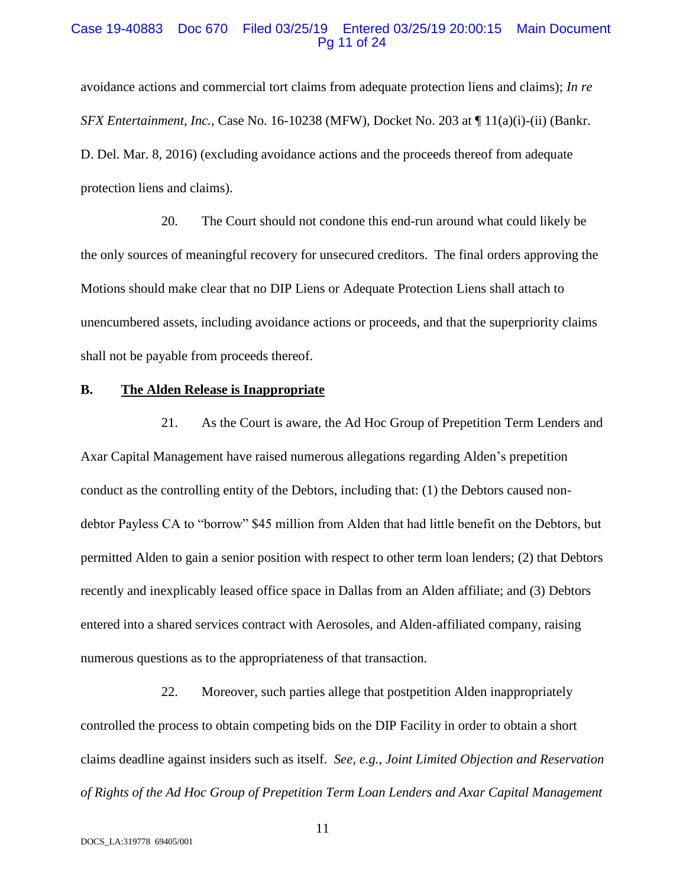avoidance actions and commercial tort claims from adequate protection liens and claims); *In re SFX Entertainment, Inc.*, Case No. 16-10238 (MFW), Docket No. 203 at ¶ 11(a)(i)-(ii) (Bankr. D. Del. Mar. 8, 2016) (excluding avoidance actions and the proceeds thereof from adequate protection liens and claims).

20. The Court should not condone this end-run around what could likely be the only sources of meaningful recovery for unsecured creditors. The final orders approving the Motions should make clear that no DIP Liens or Adequate Protection Liens shall attach to unencumbered assets, including avoidance actions or proceeds, and that the superpriority claims shall not be payable from proceeds thereof.

**B. <u>The Alden Release is Inappropriate</u>**

21. As the Court is aware, the Ad Hoc Group of Prepetition Term Lenders and Axar Capital Management have raised numerous allegations regarding Alden's prepetition conduct as the controlling entity of the Debtors, including that: (1) the Debtors caused non-debtor Payless CA to "borrow" $45 million from Alden that had little benefit on the Debtors, but permitted Alden to gain a senior position with respect to other term loan lenders; (2) that Debtors recently and inexplicably leased office space in Dallas from an Alden affiliate; and (3) Debtors entered into a shared services contract with Aerosoles, and Alden-affiliated company, raising numerous questions as to the appropriateness of that transaction.

22. Moreover, such parties allege that postpetition Alden inappropriately controlled the process to obtain competing bids on the DIP Facility in order to obtain a short claims deadline against insiders such as itself. *See, e.g., Joint Limited Objection and Reservation of Rights of the Ad Hoc Group of Prepetition Term Loan Lenders and Axar Capital Management*

DOCS_LA:319778 69405/001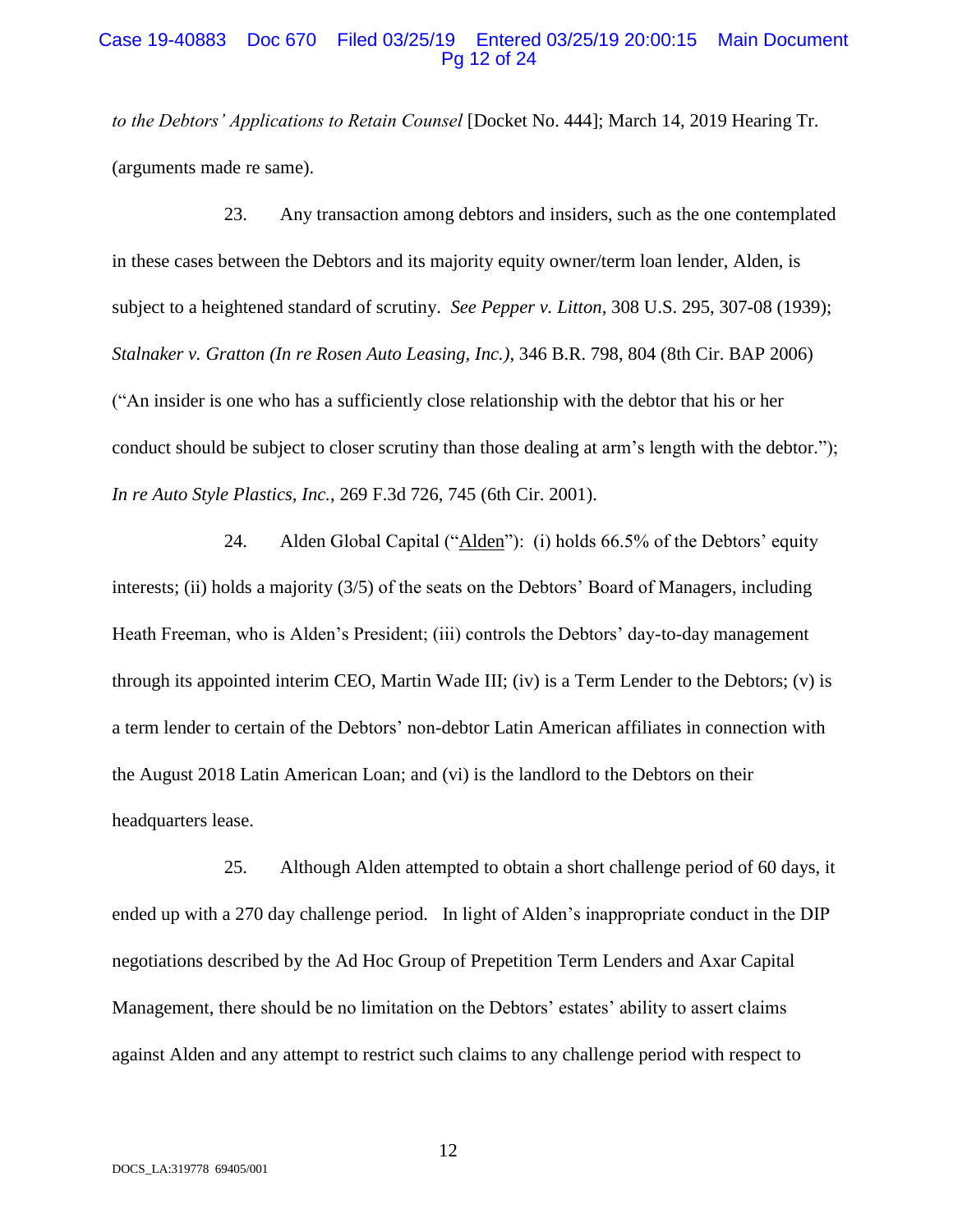*to the Debtors' Applications to Retain Counsel* [Docket No. 444]; March 14, 2019 Hearing Tr. (arguments made re same).

23. Any transaction among debtors and insiders, such as the one contemplated in these cases between the Debtors and its majority equity owner/term loan lender, Alden, is subject to a heightened standard of scrutiny. *See Pepper v. Litton*, 308 U.S. 295, 307-08 (1939); *Stalnaker v. Gratton (In re Rosen Auto Leasing, Inc.)*, 346 B.R. 798, 804 (8th Cir. BAP 2006) ("An insider is one who has a sufficiently close relationship with the debtor that his or her conduct should be subject to closer scrutiny than those dealing at arm's length with the debtor."); *In re Auto Style Plastics, Inc.*, 269 F.3d 726, 745 (6th Cir. 2001).

24. Alden Global Capital ("<u>Alden</u>"): (i) holds 66.5% of the Debtors' equity interests; (ii) holds a majority (3/5) of the seats on the Debtors' Board of Managers, including Heath Freeman, who is Alden's President; (iii) controls the Debtors' day-to-day management through its appointed interim CEO, Martin Wade III; (iv) is a Term Lender to the Debtors; (v) is a term lender to certain of the Debtors' non-debtor Latin American affiliates in connection with the August 2018 Latin American Loan; and (vi) is the landlord to the Debtors on their headquarters lease.

25. Although Alden attempted to obtain a short challenge period of 60 days, it ended up with a 270 day challenge period. In light of Alden's inappropriate conduct in the DIP negotiations described by the Ad Hoc Group of Prepetition Term Lenders and Axar Capital Management, there should be no limitation on the Debtors' estates' ability to assert claims against Alden and any attempt to restrict such claims to any challenge period with respect to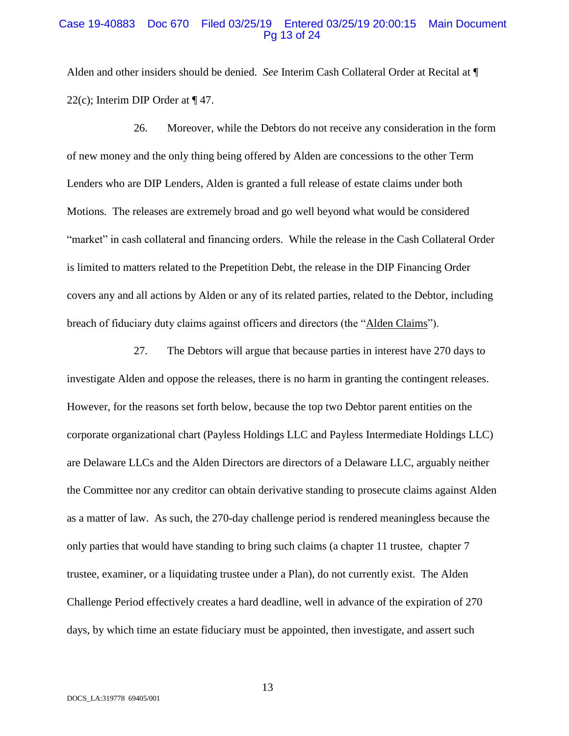Alden and other insiders should be denied. *See* Interim Cash Collateral Order at Recital at ¶ 22(c); Interim DIP Order at ¶ 47.

26. Moreover, while the Debtors do not receive any consideration in the form of new money and the only thing being offered by Alden are concessions to the other Term Lenders who are DIP Lenders, Alden is granted a full release of estate claims under both Motions. The releases are extremely broad and go well beyond what would be considered "market" in cash collateral and financing orders. While the release in the Cash Collateral Order is limited to matters related to the Prepetition Debt, the release in the DIP Financing Order covers any and all actions by Alden or any of its related parties, related to the Debtor, including breach of fiduciary duty claims against officers and directors (the "Alden Claims").

27. The Debtors will argue that because parties in interest have 270 days to investigate Alden and oppose the releases, there is no harm in granting the contingent releases. However, for the reasons set forth below, because the top two Debtor parent entities on the corporate organizational chart (Payless Holdings LLC and Payless Intermediate Holdings LLC) are Delaware LLCs and the Alden Directors are directors of a Delaware LLC, arguably neither the Committee nor any creditor can obtain derivative standing to prosecute claims against Alden as a matter of law. As such, the 270-day challenge period is rendered meaningless because the only parties that would have standing to bring such claims (a chapter 11 trustee, chapter 7 trustee, examiner, or a liquidating trustee under a Plan), do not currently exist. The Alden Challenge Period effectively creates a hard deadline, well in advance of the expiration of 270 days, by which time an estate fiduciary must be appointed, then investigate, and assert such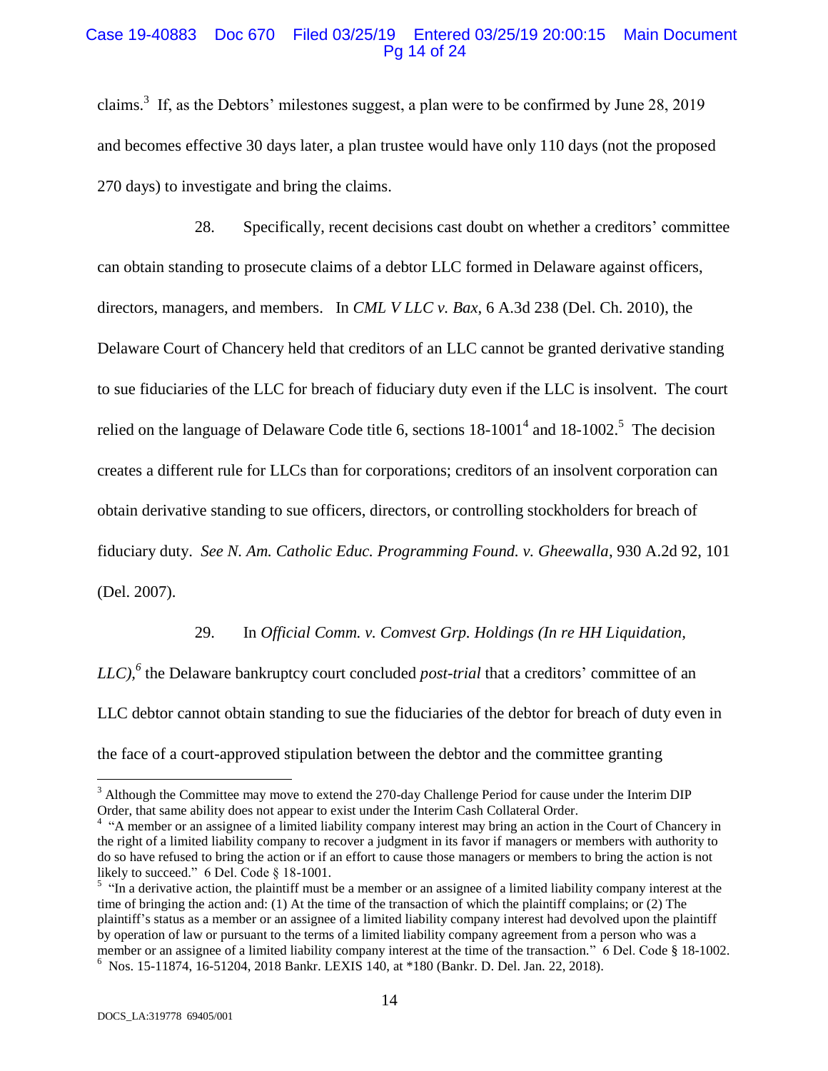claims.[3] If, as the Debtors' milestones suggest, a plan were to be confirmed by June 28, 2019 and becomes effective 30 days later, a plan trustee would have only 110 days (not the proposed 270 days) to investigate and bring the claims.

28. Specifically, recent decisions cast doubt on whether a creditors' committee can obtain standing to prosecute claims of a debtor LLC formed in Delaware against officers, directors, managers, and members. In *CML V LLC v. Bax*, 6 A.3d 238 (Del. Ch. 2010), the Delaware Court of Chancery held that creditors of an LLC cannot be granted derivative standing to sue fiduciaries of the LLC for breach of fiduciary duty even if the LLC is insolvent. The court relied on the language of Delaware Code title 6, sections 18-1001[4] and 18-1002.[5] The decision creates a different rule for LLCs than for corporations; creditors of an insolvent corporation can obtain derivative standing to sue officers, directors, or controlling stockholders for breach of fiduciary duty. *See N. Am. Catholic Educ. Programming Found. v. Gheewalla*, 930 A.2d 92, 101 (Del. 2007).

29. In *Official Comm. v. Comvest Grp. Holdings (In re HH Liquidation, LLC)*,[6] the Delaware bankruptcy court concluded *post-trial* that a creditors' committee of an LLC debtor cannot obtain standing to sue the fiduciaries of the debtor for breach of duty even in the face of a court-approved stipulation between the debtor and the committee granting

---

[3] Although the Committee may move to extend the 270-day Challenge Period for cause under the Interim DIP Order, that same ability does not appear to exist under the Interim Cash Collateral Order.

[4] "A member or an assignee of a limited liability company interest may bring an action in the Court of Chancery in the right of a limited liability company to recover a judgment in its favor if managers or members with authority to do so have refused to bring the action or if an effort to cause those managers or members to bring the action is not likely to succeed." 6 Del. Code § 18-1001.

[5] "In a derivative action, the plaintiff must be a member or an assignee of a limited liability company interest at the time of bringing the action and: (1) At the time of the transaction of which the plaintiff complains; or (2) The plaintiff's status as a member or an assignee of a limited liability company interest had devolved upon the plaintiff by operation of law or pursuant to the terms of a limited liability company agreement from a person who was a member or an assignee of a limited liability company interest at the time of the transaction." 6 Del. Code § 18-1002.

[6] Nos. 15-11874, 16-51204, 2018 Bankr. LEXIS 140, at *180 (Bankr. D. Del. Jan. 22, 2018).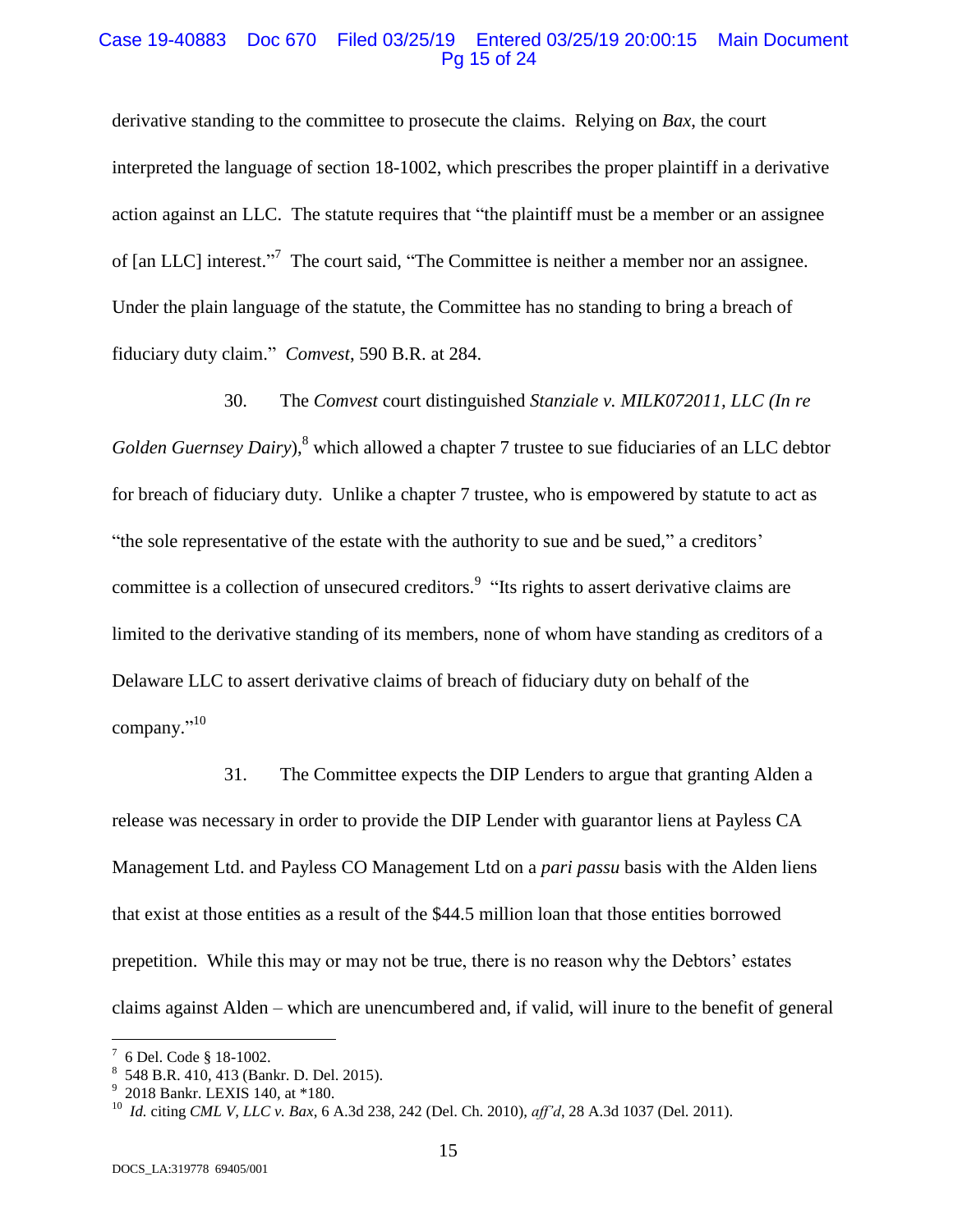derivative standing to the committee to prosecute the claims. Relying on *Bax*, the court interpreted the language of section 18-1002, which prescribes the proper plaintiff in a derivative action against an LLC. The statute requires that "the plaintiff must be a member or an assignee of [an LLC] interest."[7] The court said, "The Committee is neither a member nor an assignee. Under the plain language of the statute, the Committee has no standing to bring a breach of fiduciary duty claim." *Comvest*, 590 B.R. at 284.

30. The *Comvest* court distinguished *Stanziale v. MILK072011, LLC (In re Golden Guernsey Dairy)*,[8] which allowed a chapter 7 trustee to sue fiduciaries of an LLC debtor for breach of fiduciary duty. Unlike a chapter 7 trustee, who is empowered by statute to act as "the sole representative of the estate with the authority to sue and be sued," a creditors' committee is a collection of unsecured creditors.[9] "Its rights to assert derivative claims are limited to the derivative standing of its members, none of whom have standing as creditors of a Delaware LLC to assert derivative claims of breach of fiduciary duty on behalf of the company."[10]

31. The Committee expects the DIP Lenders to argue that granting Alden a release was necessary in order to provide the DIP Lender with guarantor liens at Payless CA Management Ltd. and Payless CO Management Ltd on a *pari passu* basis with the Alden liens that exist at those entities as a result of the $44.5 million loan that those entities borrowed prepetition. While this may or may not be true, there is no reason why the Debtors' estates claims against Alden – which are unencumbered and, if valid, will inure to the benefit of general

[7] 6 Del. Code § 18-1002.

[8] 548 B.R. 410, 413 (Bankr. D. Del. 2015).

[9] 2018 Bankr. LEXIS 140, at *180.

[10] *Id.* citing *CML V, LLC v. Bax*, 6 A.3d 238, 242 (Del. Ch. 2010), *aff'd*, 28 A.3d 1037 (Del. 2011).

DOCS_LA:319778 69405/001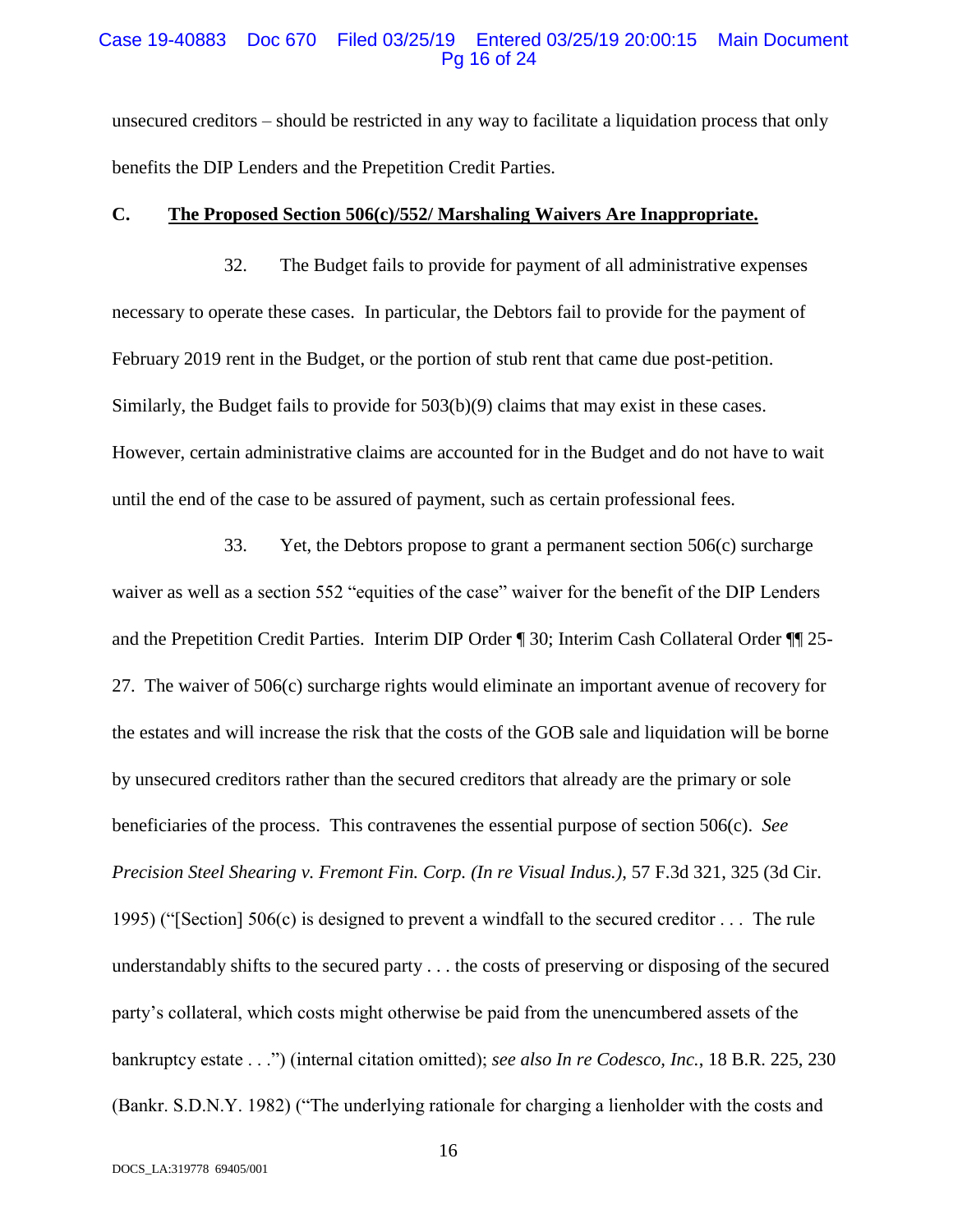unsecured creditors – should be restricted in any way to facilitate a liquidation process that only benefits the DIP Lenders and the Prepetition Credit Parties.

**C. <u>The Proposed Section 506(c)/552/ Marshaling Waivers Are Inappropriate.</u>**

32. The Budget fails to provide for payment of all administrative expenses necessary to operate these cases. In particular, the Debtors fail to provide for the payment of February 2019 rent in the Budget, or the portion of stub rent that came due post-petition. Similarly, the Budget fails to provide for 503(b)(9) claims that may exist in these cases. However, certain administrative claims are accounted for in the Budget and do not have to wait until the end of the case to be assured of payment, such as certain professional fees.

33. Yet, the Debtors propose to grant a permanent section 506(c) surcharge waiver as well as a section 552 "equities of the case" waiver for the benefit of the DIP Lenders and the Prepetition Credit Parties. Interim DIP Order ¶ 30; Interim Cash Collateral Order ¶¶ 25-27. The waiver of 506(c) surcharge rights would eliminate an important avenue of recovery for the estates and will increase the risk that the costs of the GOB sale and liquidation will be borne by unsecured creditors rather than the secured creditors that already are the primary or sole beneficiaries of the process. This contravenes the essential purpose of section 506(c). *See Precision Steel Shearing v. Fremont Fin. Corp. (In re Visual Indus.)*, 57 F.3d 321, 325 (3d Cir. 1995) ("[Section] 506(c) is designed to prevent a windfall to the secured creditor . . . The rule understandably shifts to the secured party . . . the costs of preserving or disposing of the secured party's collateral, which costs might otherwise be paid from the unencumbered assets of the bankruptcy estate . . .") (internal citation omitted); *see also In re Codesco, Inc.*, 18 B.R. 225, 230 (Bankr. S.D.N.Y. 1982) ("The underlying rationale for charging a lienholder with the costs and

DOCS_LA:319778 69405/001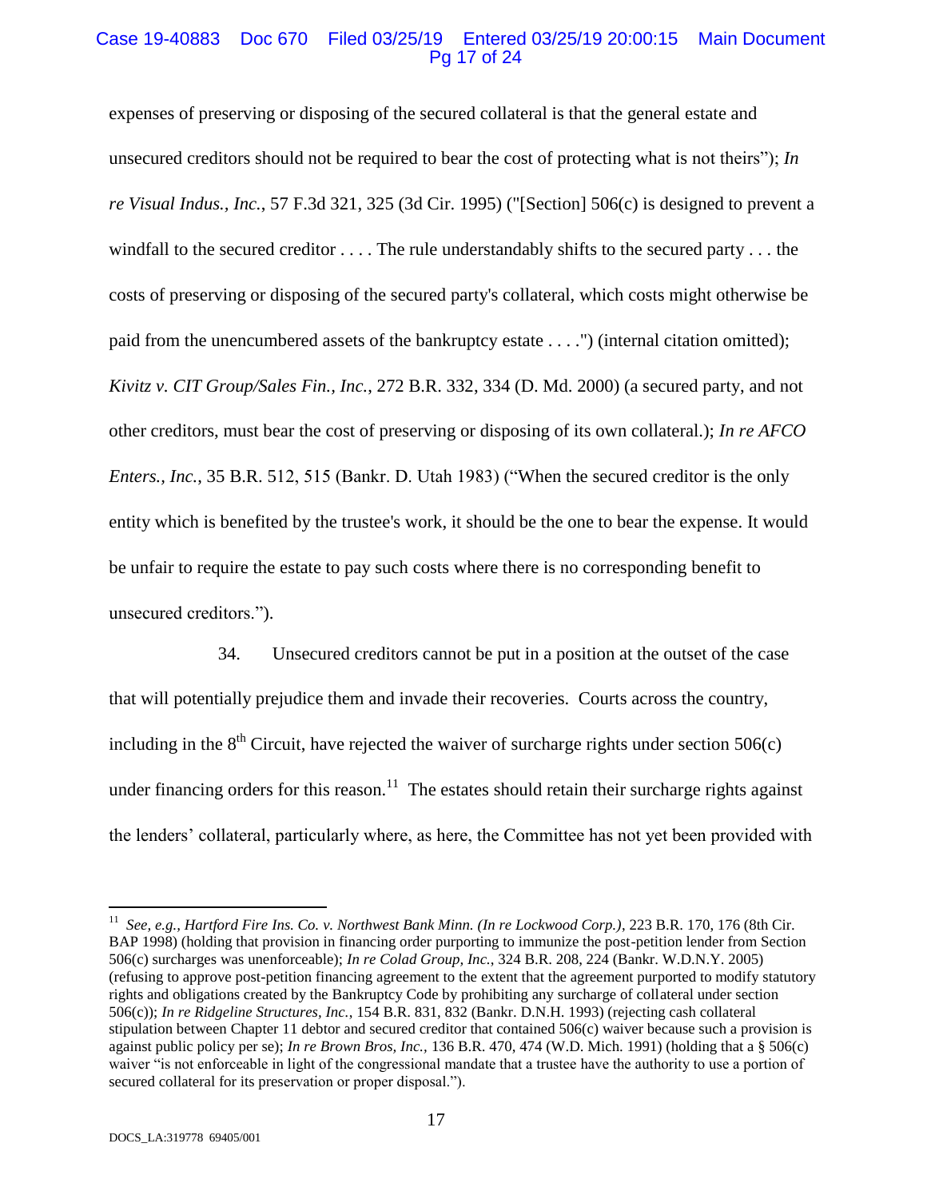expenses of preserving or disposing of the secured collateral is that the general estate and unsecured creditors should not be required to bear the cost of protecting what is not theirs"); *In re Visual Indus., Inc.*, 57 F.3d 321, 325 (3d Cir. 1995) ("[Section] 506(c) is designed to prevent a windfall to the secured creditor . . . . The rule understandably shifts to the secured party . . . the costs of preserving or disposing of the secured party's collateral, which costs might otherwise be paid from the unencumbered assets of the bankruptcy estate . . . .") (internal citation omitted); *Kivitz v. CIT Group/Sales Fin., Inc.*, 272 B.R. 332, 334 (D. Md. 2000) (a secured party, and not other creditors, must bear the cost of preserving or disposing of its own collateral.); *In re AFCO Enters., Inc.*, 35 B.R. 512, 515 (Bankr. D. Utah 1983) ("When the secured creditor is the only entity which is benefited by the trustee's work, it should be the one to bear the expense. It would be unfair to require the estate to pay such costs where there is no corresponding benefit to unsecured creditors.").

34. Unsecured creditors cannot be put in a position at the outset of the case that will potentially prejudice them and invade their recoveries. Courts across the country, including in the 8th Circuit, have rejected the waiver of surcharge rights under section 506(c) under financing orders for this reason.[11] The estates should retain their surcharge rights against the lenders' collateral, particularly where, as here, the Committee has not yet been provided with

[11] *See, e.g., Hartford Fire Ins. Co. v. Northwest Bank Minn. (In re Lockwood Corp.)*, 223 B.R. 170, 176 (8th Cir. BAP 1998) (holding that provision in financing order purporting to immunize the post-petition lender from Section 506(c) surcharges was unenforceable); *In re Colad Group, Inc.*, 324 B.R. 208, 224 (Bankr. W.D.N.Y. 2005) (refusing to approve post-petition financing agreement to the extent that the agreement purported to modify statutory rights and obligations created by the Bankruptcy Code by prohibiting any surcharge of collateral under section 506(c)); *In re Ridgeline Structures, Inc.*, 154 B.R. 831, 832 (Bankr. D.N.H. 1993) (rejecting cash collateral stipulation between Chapter 11 debtor and secured creditor that contained 506(c) waiver because such a provision is against public policy per se); *In re Brown Bros, Inc.*, 136 B.R. 470, 474 (W.D. Mich. 1991) (holding that a § 506(c) waiver "is not enforceable in light of the congressional mandate that a trustee have the authority to use a portion of secured collateral for its preservation or proper disposal.").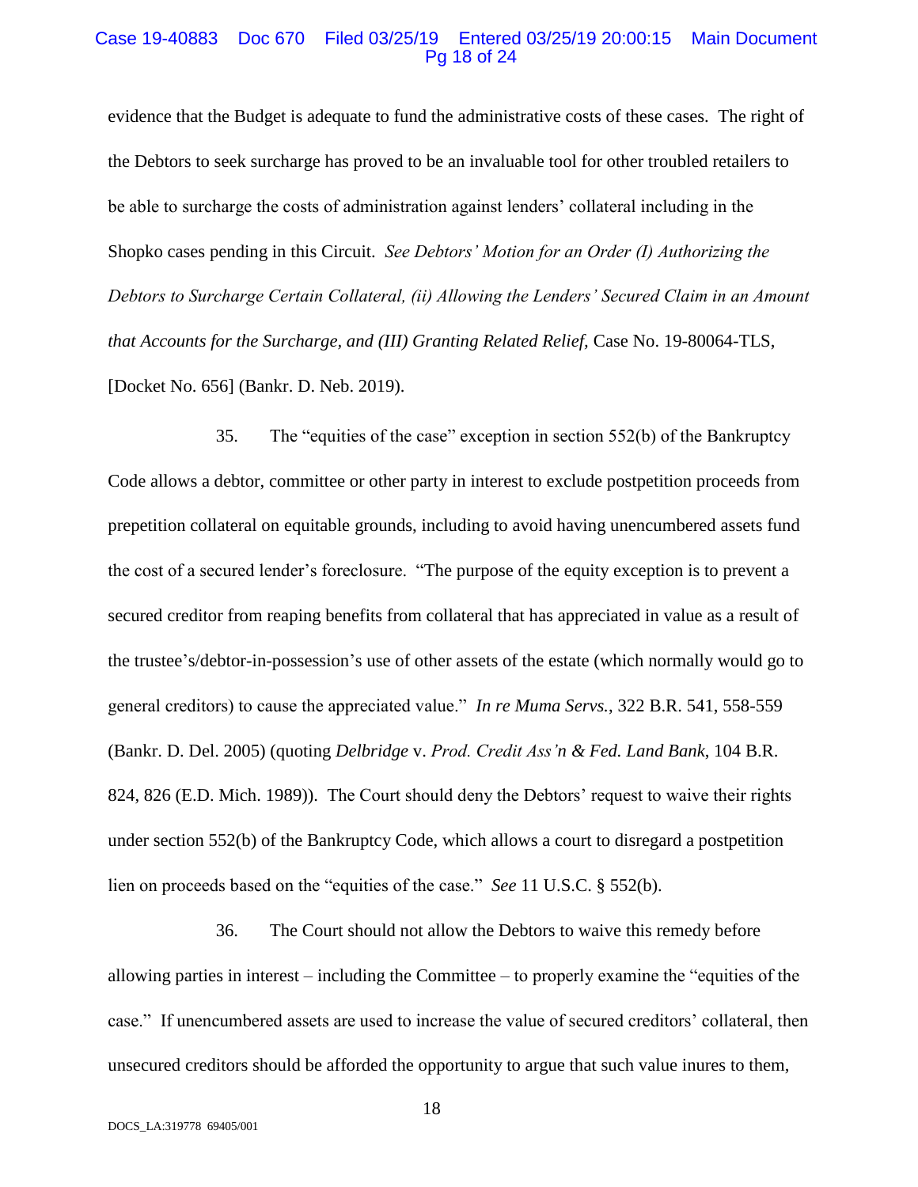evidence that the Budget is adequate to fund the administrative costs of these cases. The right of the Debtors to seek surcharge has proved to be an invaluable tool for other troubled retailers to be able to surcharge the costs of administration against lenders' collateral including in the Shopko cases pending in this Circuit. *See Debtors' Motion for an Order (I) Authorizing the Debtors to Surcharge Certain Collateral, (ii) Allowing the Lenders' Secured Claim in an Amount that Accounts for the Surcharge, and (III) Granting Related Relief*, Case No. 19-80064-TLS, [Docket No. 656] (Bankr. D. Neb. 2019).

35. The "equities of the case" exception in section 552(b) of the Bankruptcy Code allows a debtor, committee or other party in interest to exclude postpetition proceeds from prepetition collateral on equitable grounds, including to avoid having unencumbered assets fund the cost of a secured lender's foreclosure. "The purpose of the equity exception is to prevent a secured creditor from reaping benefits from collateral that has appreciated in value as a result of the trustee's/debtor-in-possession's use of other assets of the estate (which normally would go to general creditors) to cause the appreciated value." *In re Muma Servs.*, 322 B.R. 541, 558-559 (Bankr. D. Del. 2005) (quoting *Delbridge* v. *Prod. Credit Ass'n & Fed. Land Bank*, 104 B.R. 824, 826 (E.D. Mich. 1989)). The Court should deny the Debtors' request to waive their rights under section 552(b) of the Bankruptcy Code, which allows a court to disregard a postpetition lien on proceeds based on the "equities of the case." *See* 11 U.S.C. § 552(b).

36. The Court should not allow the Debtors to waive this remedy before allowing parties in interest – including the Committee – to properly examine the "equities of the case." If unencumbered assets are used to increase the value of secured creditors' collateral, then unsecured creditors should be afforded the opportunity to argue that such value inures to them,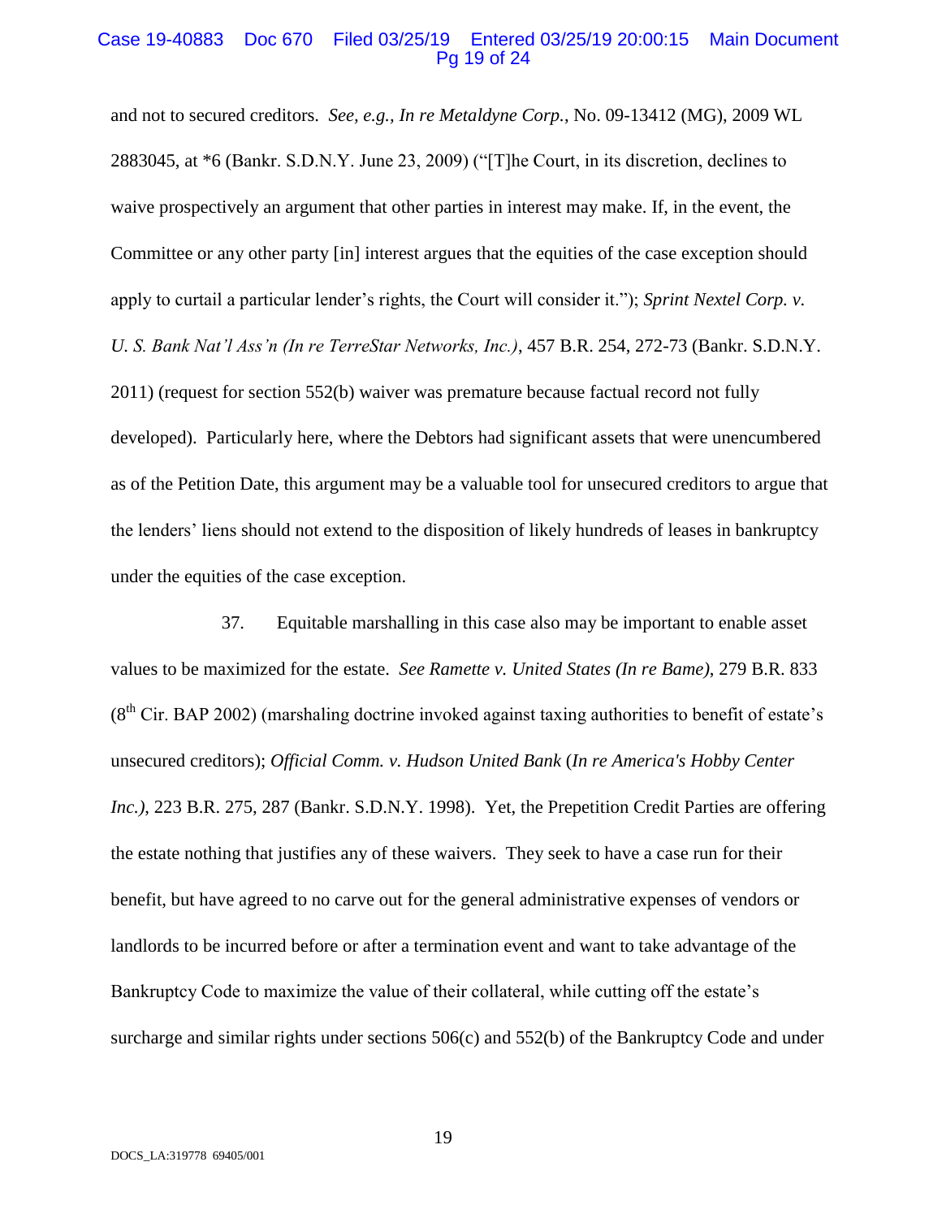and not to secured creditors. *See, e.g.*, *In re Metaldyne Corp.*, No. 09-13412 (MG), 2009 WL 2883045, at *6 (Bankr. S.D.N.Y. June 23, 2009) ("[T]he Court, in its discretion, declines to waive prospectively an argument that other parties in interest may make. If, in the event, the Committee or any other party [in] interest argues that the equities of the case exception should apply to curtail a particular lender's rights, the Court will consider it."); *Sprint Nextel Corp. v. U. S. Bank Nat'l Ass'n (In re TerreStar Networks, Inc.)*, 457 B.R. 254, 272-73 (Bankr. S.D.N.Y. 2011) (request for section 552(b) waiver was premature because factual record not fully developed). Particularly here, where the Debtors had significant assets that were unencumbered as of the Petition Date, this argument may be a valuable tool for unsecured creditors to argue that the lenders' liens should not extend to the disposition of likely hundreds of leases in bankruptcy under the equities of the case exception.

37. Equitable marshalling in this case also may be important to enable asset values to be maximized for the estate. *See Ramette v. United States (In re Bame)*, 279 B.R. 833 (8th Cir. BAP 2002) (marshaling doctrine invoked against taxing authorities to benefit of estate's unsecured creditors); *Official Comm. v. Hudson United Bank* (*In re America's Hobby Center Inc.)*, 223 B.R. 275, 287 (Bankr. S.D.N.Y. 1998). Yet, the Prepetition Credit Parties are offering the estate nothing that justifies any of these waivers. They seek to have a case run for their benefit, but have agreed to no carve out for the general administrative expenses of vendors or landlords to be incurred before or after a termination event and want to take advantage of the Bankruptcy Code to maximize the value of their collateral, while cutting off the estate's surcharge and similar rights under sections 506(c) and 552(b) of the Bankruptcy Code and under

DOCS_LA:319778 69405/001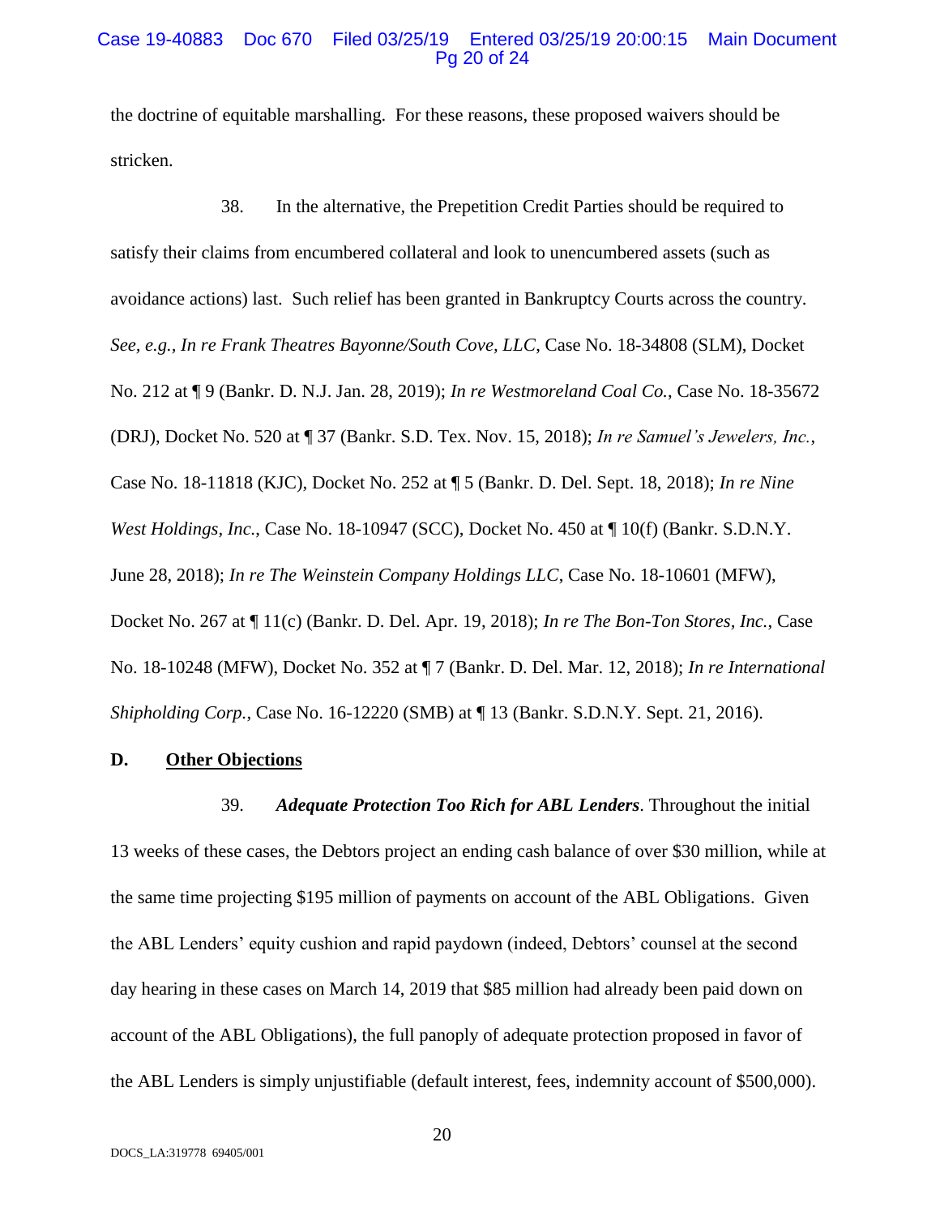the doctrine of equitable marshalling. For these reasons, these proposed waivers should be stricken.

38. In the alternative, the Prepetition Credit Parties should be required to satisfy their claims from encumbered collateral and look to unencumbered assets (such as avoidance actions) last. Such relief has been granted in Bankruptcy Courts across the country. *See, e.g.*, *In re Frank Theatres Bayonne/South Cove, LLC*, Case No. 18-34808 (SLM), Docket No. 212 at ¶ 9 (Bankr. D. N.J. Jan. 28, 2019); *In re Westmoreland Coal Co.*, Case No. 18-35672 (DRJ), Docket No. 520 at ¶ 37 (Bankr. S.D. Tex. Nov. 15, 2018); *In re Samuel's Jewelers, Inc.*, Case No. 18-11818 (KJC), Docket No. 252 at ¶ 5 (Bankr. D. Del. Sept. 18, 2018); *In re Nine West Holdings, Inc.*, Case No. 18-10947 (SCC), Docket No. 450 at ¶ 10(f) (Bankr. S.D.N.Y. June 28, 2018); *In re The Weinstein Company Holdings LLC*, Case No. 18-10601 (MFW), Docket No. 267 at ¶ 11(c) (Bankr. D. Del. Apr. 19, 2018); *In re The Bon-Ton Stores, Inc.*, Case No. 18-10248 (MFW), Docket No. 352 at ¶ 7 (Bankr. D. Del. Mar. 12, 2018); *In re International Shipholding Corp.*, Case No. 16-12220 (SMB) at ¶ 13 (Bankr. S.D.N.Y. Sept. 21, 2016).

**D. Other Objections**

39. ***Adequate Protection Too Rich for ABL Lenders***. Throughout the initial 13 weeks of these cases, the Debtors project an ending cash balance of over $30 million, while at the same time projecting $195 million of payments on account of the ABL Obligations. Given the ABL Lenders' equity cushion and rapid paydown (indeed, Debtors' counsel at the second day hearing in these cases on March 14, 2019 that $85 million had already been paid down on account of the ABL Obligations), the full panoply of adequate protection proposed in favor of the ABL Lenders is simply unjustifiable (default interest, fees, indemnity account of $500,000).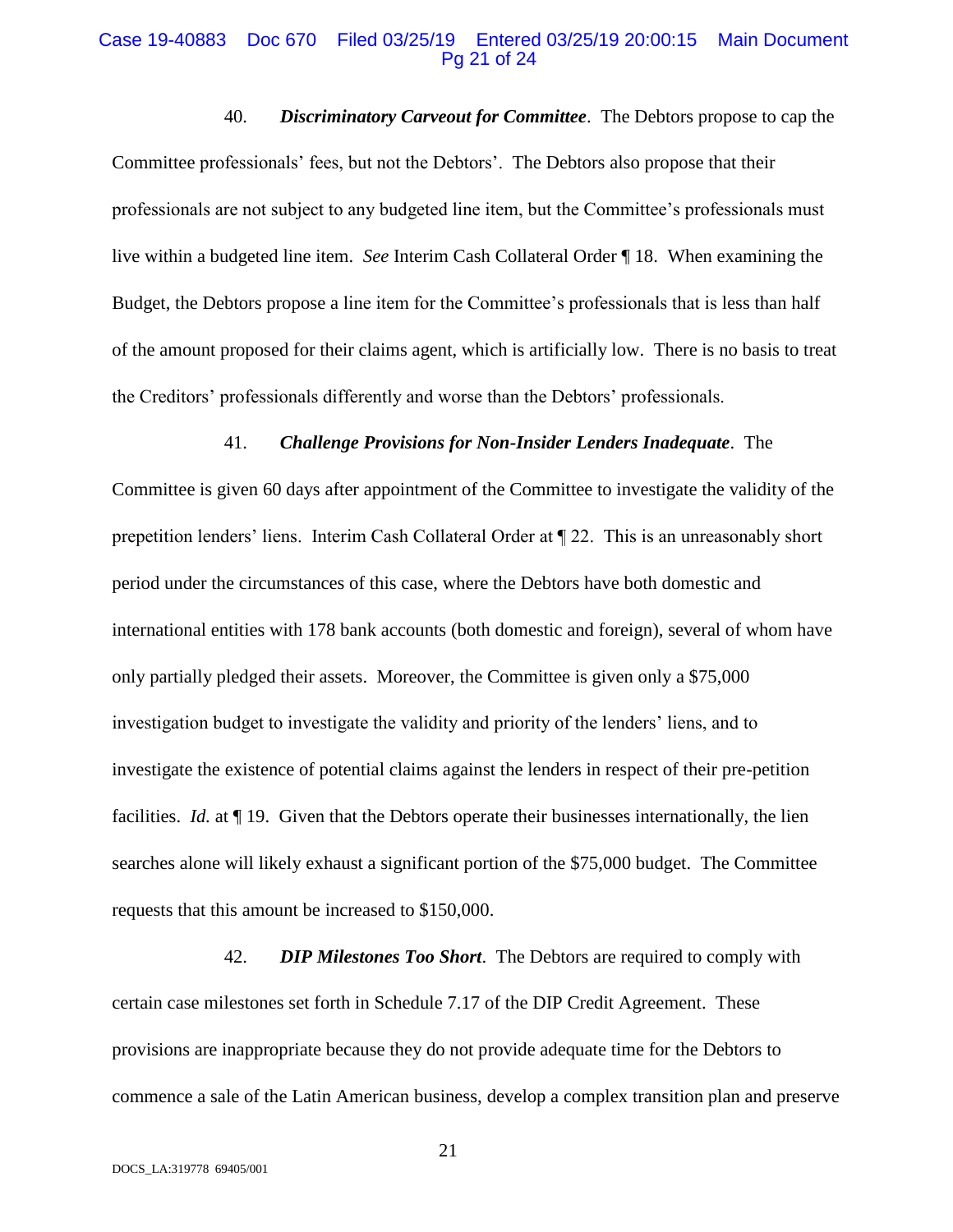40. ***Discriminatory Carveout for Committee***. The Debtors propose to cap the Committee professionals' fees, but not the Debtors'. The Debtors also propose that their professionals are not subject to any budgeted line item, but the Committee's professionals must live within a budgeted line item. *See* Interim Cash Collateral Order ¶ 18. When examining the Budget, the Debtors propose a line item for the Committee's professionals that is less than half of the amount proposed for their claims agent, which is artificially low. There is no basis to treat the Creditors' professionals differently and worse than the Debtors' professionals.

41. ***Challenge Provisions for Non-Insider Lenders Inadequate***. The Committee is given 60 days after appointment of the Committee to investigate the validity of the prepetition lenders' liens. Interim Cash Collateral Order at ¶ 22. This is an unreasonably short period under the circumstances of this case, where the Debtors have both domestic and international entities with 178 bank accounts (both domestic and foreign), several of whom have only partially pledged their assets. Moreover, the Committee is given only a $75,000 investigation budget to investigate the validity and priority of the lenders' liens, and to investigate the existence of potential claims against the lenders in respect of their pre-petition facilities. *Id.* at ¶ 19. Given that the Debtors operate their businesses internationally, the lien searches alone will likely exhaust a significant portion of the $75,000 budget. The Committee requests that this amount be increased to $150,000.

42. ***DIP Milestones Too Short***. The Debtors are required to comply with certain case milestones set forth in Schedule 7.17 of the DIP Credit Agreement. These provisions are inappropriate because they do not provide adequate time for the Debtors to commence a sale of the Latin American business, develop a complex transition plan and preserve

DOCS_LA:319778 69405/001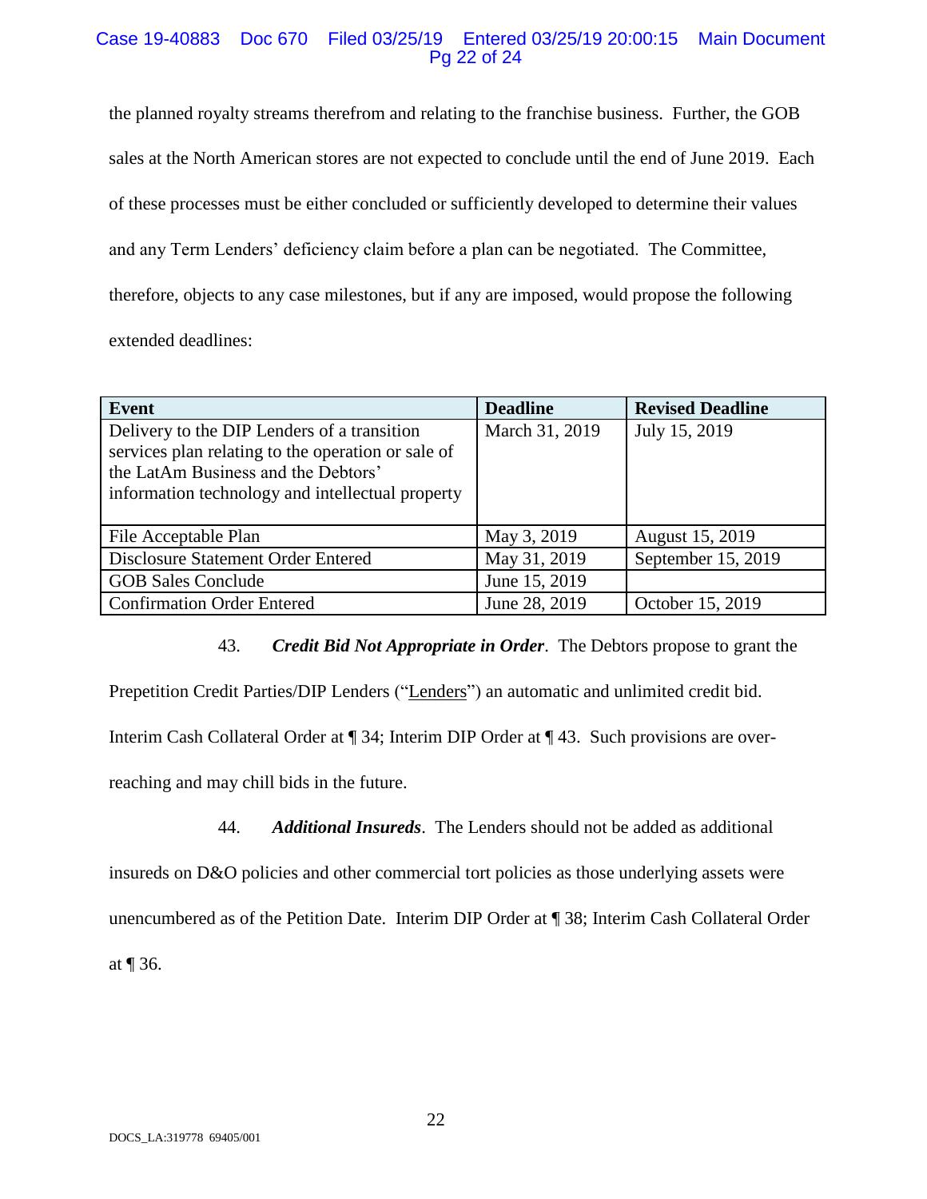the planned royalty streams therefrom and relating to the franchise business. Further, the GOB sales at the North American stores are not expected to conclude until the end of June 2019. Each of these processes must be either concluded or sufficiently developed to determine their values and any Term Lenders' deficiency claim before a plan can be negotiated. The Committee, therefore, objects to any case milestones, but if any are imposed, would propose the following extended deadlines:

| Event | Deadline | Revised Deadline |
|---|---|---|
| Delivery to the DIP Lenders of a transition services plan relating to the operation or sale of the LatAm Business and the Debtors' information technology and intellectual property | March 31, 2019 | July 15, 2019 |
| File Acceptable Plan | May 3, 2019 | August 15, 2019 |
| Disclosure Statement Order Entered | May 31, 2019 | September 15, 2019 |
| GOB Sales Conclude | June 15, 2019 | |
| Confirmation Order Entered | June 28, 2019 | October 15, 2019 |

43. ***Credit Bid Not Appropriate in Order***. The Debtors propose to grant the Prepetition Credit Parties/DIP Lenders ("Lenders") an automatic and unlimited credit bid. Interim Cash Collateral Order at ¶ 34; Interim DIP Order at ¶ 43. Such provisions are over-reaching and may chill bids in the future.

44. ***Additional Insureds***. The Lenders should not be added as additional insureds on D&O policies and other commercial tort policies as those underlying assets were unencumbered as of the Petition Date. Interim DIP Order at ¶ 38; Interim Cash Collateral Order at ¶ 36.

DOCS_LA:319778 69405/001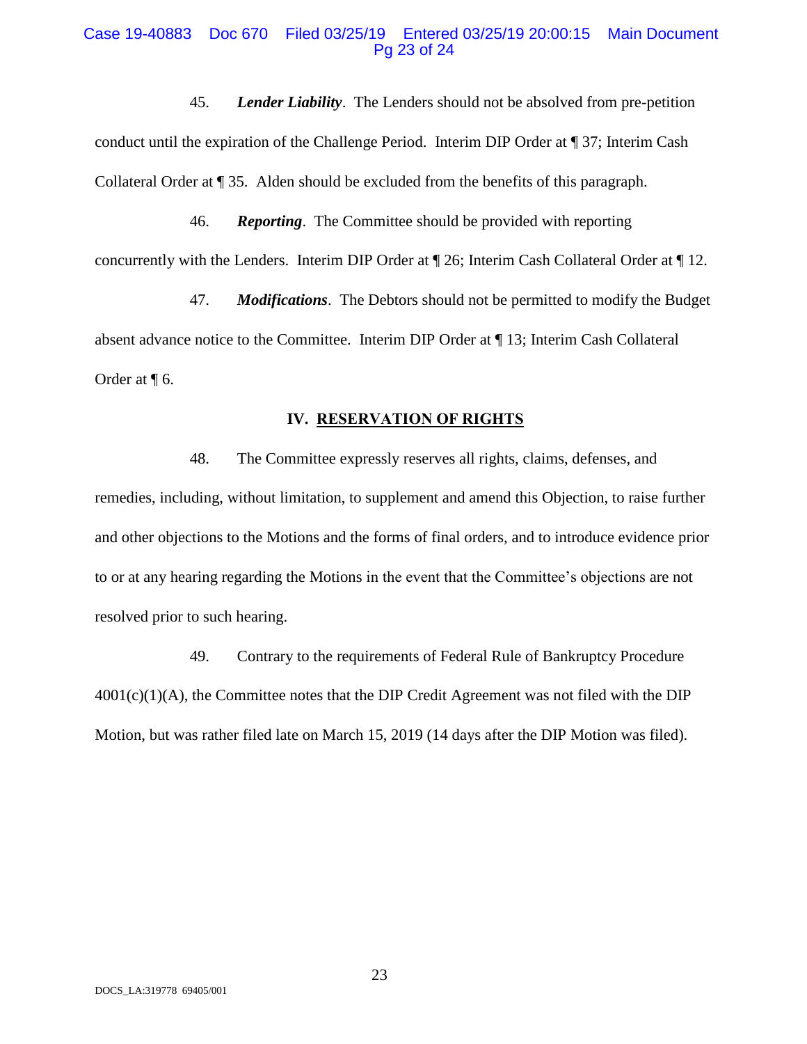45. ***Lender Liability***. The Lenders should not be absolved from pre-petition conduct until the expiration of the Challenge Period. Interim DIP Order at ¶ 37; Interim Cash Collateral Order at ¶ 35. Alden should be excluded from the benefits of this paragraph.

46. ***Reporting***. The Committee should be provided with reporting concurrently with the Lenders. Interim DIP Order at ¶ 26; Interim Cash Collateral Order at ¶ 12.

47. ***Modifications***. The Debtors should not be permitted to modify the Budget absent advance notice to the Committee. Interim DIP Order at ¶ 13; Interim Cash Collateral Order at ¶ 6.

## IV. RESERVATION OF RIGHTS

48. The Committee expressly reserves all rights, claims, defenses, and remedies, including, without limitation, to supplement and amend this Objection, to raise further and other objections to the Motions and the forms of final orders, and to introduce evidence prior to or at any hearing regarding the Motions in the event that the Committee's objections are not resolved prior to such hearing.

49. Contrary to the requirements of Federal Rule of Bankruptcy Procedure 4001(c)(1)(A), the Committee notes that the DIP Credit Agreement was not filed with the DIP Motion, but was rather filed late on March 15, 2019 (14 days after the DIP Motion was filed).

DOCS_LA:319778 69405/001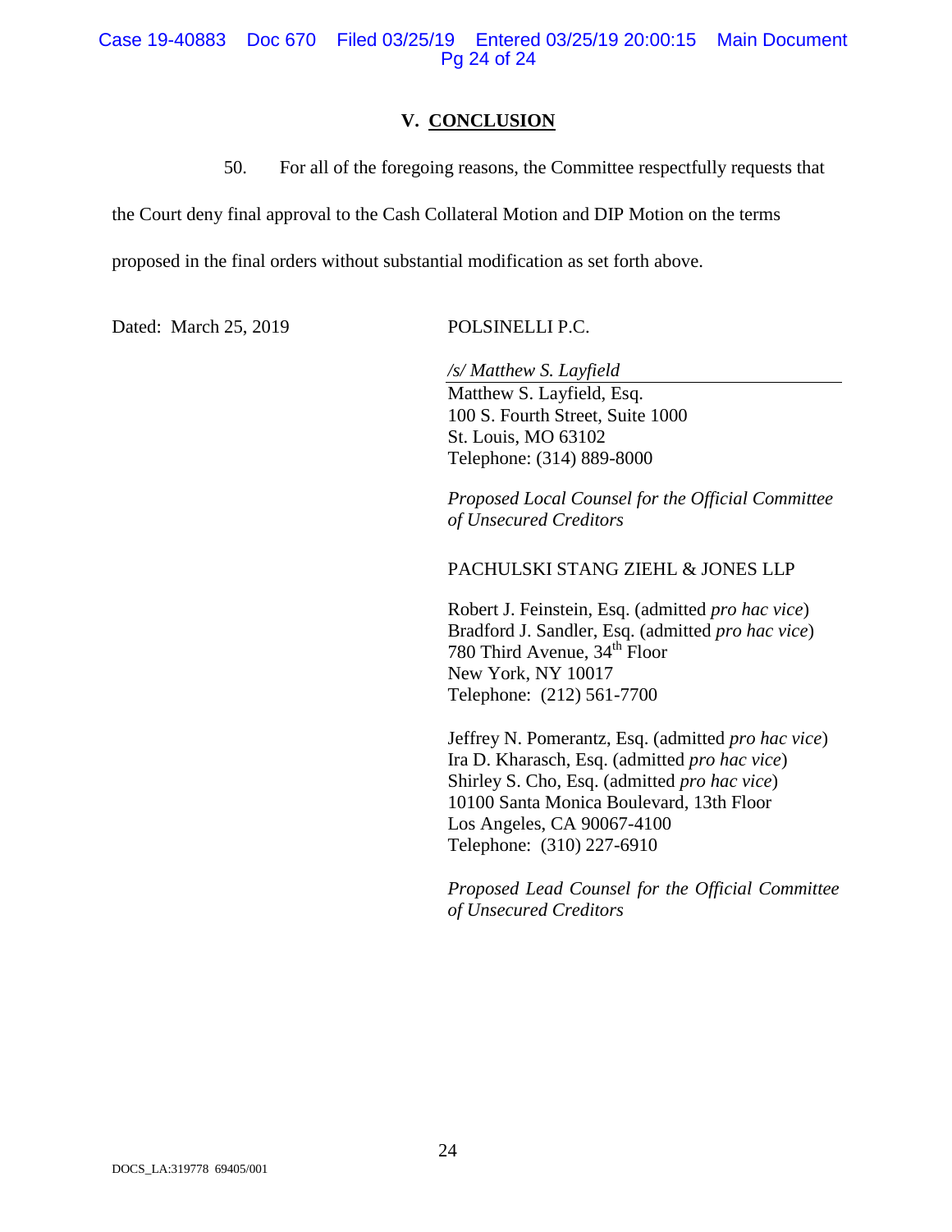## V. CONCLUSION

50. For all of the foregoing reasons, the Committee respectfully requests that the Court deny final approval to the Cash Collateral Motion and DIP Motion on the terms proposed in the final orders without substantial modification as set forth above.

Dated: March 25, 2019

POLSINELLI P.C.

*/s/ Matthew S. Layfield*
Matthew S. Layfield, Esq.
100 S. Fourth Street, Suite 1000
St. Louis, MO 63102
Telephone: (314) 889-8000

*Proposed Local Counsel for the Official Committee of Unsecured Creditors*

PACHULSKI STANG ZIEHL & JONES LLP

Robert J. Feinstein, Esq. (admitted *pro hac vice*)
Bradford J. Sandler, Esq. (admitted *pro hac vice*)
780 Third Avenue, 34th Floor
New York, NY 10017
Telephone: (212) 561-7700

Jeffrey N. Pomerantz, Esq. (admitted *pro hac vice*)
Ira D. Kharasch, Esq. (admitted *pro hac vice*)
Shirley S. Cho, Esq. (admitted *pro hac vice*)
10100 Santa Monica Boulevard, 13th Floor
Los Angeles, CA 90067-4100
Telephone: (310) 227-6910

*Proposed Lead Counsel for the Official Committee of Unsecured Creditors*

DOCS_LA:319778 69405/001